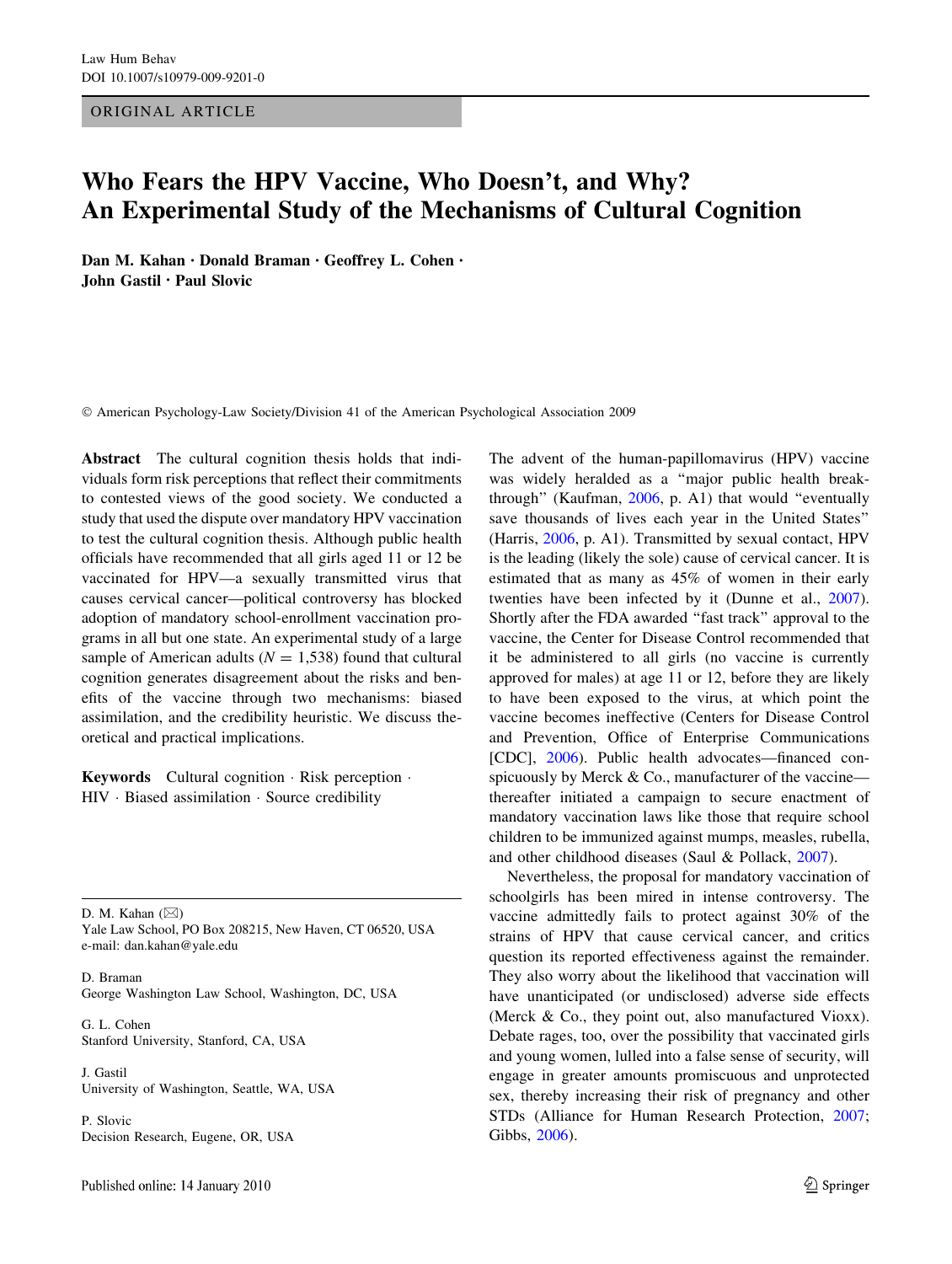ORIGINAL ARTICLE

# Who Fears the HPV Vaccine, Who Doesn't, and Why? An Experimental Study of the Mechanisms of Cultural Cognition

**Dan M. Kahan · Donald Braman · Geoffrey L. Cohen · John Gastil · Paul Slovic**

© American Psychology-Law Society/Division 41 of the American Psychological Association 2009

**Abstract** The cultural cognition thesis holds that individuals form risk perceptions that reflect their commitments to contested views of the good society. We conducted a study that used the dispute over mandatory HPV vaccination to test the cultural cognition thesis. Although public health officials have recommended that all girls aged 11 or 12 be vaccinated for HPV—a sexually transmitted virus that causes cervical cancer—political controversy has blocked adoption of mandatory school-enrollment vaccination programs in all but one state. An experimental study of a large sample of American adults ($N = 1{,}538$) found that cultural cognition generates disagreement about the risks and benefits of the vaccine through two mechanisms: biased assimilation, and the credibility heuristic. We discuss theoretical and practical implications.

**Keywords** Cultural cognition · Risk perception · HIV · Biased assimilation · Source credibility

D. M. Kahan (✉)
Yale Law School, PO Box 208215, New Haven, CT 06520, USA
e-mail: dan.kahan@yale.edu

D. Braman
George Washington Law School, Washington, DC, USA

G. L. Cohen
Stanford University, Stanford, CA, USA

J. Gastil
University of Washington, Seattle, WA, USA

P. Slovic
Decision Research, Eugene, OR, USA

The advent of the human-papillomavirus (HPV) vaccine was widely heralded as a "major public health breakthrough" (Kaufman, 2006, p. A1) that would "eventually save thousands of lives each year in the United States" (Harris, 2006, p. A1). Transmitted by sexual contact, HPV is the leading (likely the sole) cause of cervical cancer. It is estimated that as many as 45% of women in their early twenties have been infected by it (Dunne et al., 2007). Shortly after the FDA awarded "fast track" approval to the vaccine, the Center for Disease Control recommended that it be administered to all girls (no vaccine is currently approved for males) at age 11 or 12, before they are likely to have been exposed to the virus, at which point the vaccine becomes ineffective (Centers for Disease Control and Prevention, Office of Enterprise Communications [CDC], 2006). Public health advocates—financed conspicuously by Merck & Co., manufacturer of the vaccine—thereafter initiated a campaign to secure enactment of mandatory vaccination laws like those that require school children to be immunized against mumps, measles, rubella, and other childhood diseases (Saul & Pollack, 2007).

Nevertheless, the proposal for mandatory vaccination of schoolgirls has been mired in intense controversy. The vaccine admittedly fails to protect against 30% of the strains of HPV that cause cervical cancer, and critics question its reported effectiveness against the remainder. They also worry about the likelihood that vaccination will have unanticipated (or undisclosed) adverse side effects (Merck & Co., they point out, also manufactured Vioxx). Debate rages, too, over the possibility that vaccinated girls and young women, lulled into a false sense of security, will engage in greater amounts promiscuous and unprotected sex, thereby increasing their risk of pregnancy and other STDs (Alliance for Human Research Protection, 2007; Gibbs, 2006).

Published online: 14 January 2010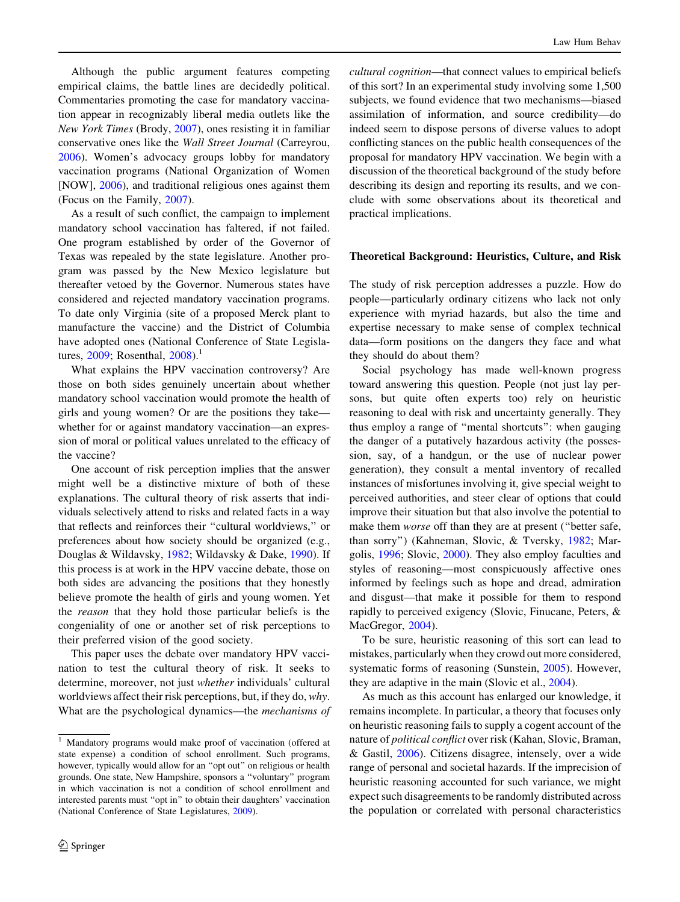Although the public argument features competing empirical claims, the battle lines are decidedly political. Commentaries promoting the case for mandatory vaccination appear in recognizably liberal media outlets like the *New York Times* (Brody, 2007), ones resisting it in familiar conservative ones like the *Wall Street Journal* (Carreyrou, 2006). Women's advocacy groups lobby for mandatory vaccination programs (National Organization of Women [NOW], 2006), and traditional religious ones against them (Focus on the Family, 2007).

As a result of such conflict, the campaign to implement mandatory school vaccination has faltered, if not failed. One program established by order of the Governor of Texas was repealed by the state legislature. Another program was passed by the New Mexico legislature but thereafter vetoed by the Governor. Numerous states have considered and rejected mandatory vaccination programs. To date only Virginia (site of a proposed Merck plant to manufacture the vaccine) and the District of Columbia have adopted ones (National Conference of State Legislatures, 2009; Rosenthal, 2008).[1]

What explains the HPV vaccination controversy? Are those on both sides genuinely uncertain about whether mandatory school vaccination would promote the health of girls and young women? Or are the positions they take—whether for or against mandatory vaccination—an expression of moral or political values unrelated to the efficacy of the vaccine?

One account of risk perception implies that the answer might well be a distinctive mixture of both of these explanations. The cultural theory of risk asserts that individuals selectively attend to risks and related facts in a way that reflects and reinforces their "cultural worldviews," or preferences about how society should be organized (e.g., Douglas & Wildavsky, 1982; Wildavsky & Dake, 1990). If this process is at work in the HPV vaccine debate, those on both sides are advancing the positions that they honestly believe promote the health of girls and young women. Yet the *reason* that they hold those particular beliefs is the congeniality of one or another set of risk perceptions to their preferred vision of the good society.

This paper uses the debate over mandatory HPV vaccination to test the cultural theory of risk. It seeks to determine, moreover, not just *whether* individuals' cultural worldviews affect their risk perceptions, but, if they do, *why*. What are the psychological dynamics—the *mechanisms of cultural cognition*—that connect values to empirical beliefs of this sort? In an experimental study involving some 1,500 subjects, we found evidence that two mechanisms—biased assimilation of information, and source credibility—do indeed seem to dispose persons of diverse values to adopt conflicting stances on the public health consequences of the proposal for mandatory HPV vaccination. We begin with a discussion of the theoretical background of the study before describing its design and reporting its results, and we conclude with some observations about its theoretical and practical implications.

## Theoretical Background: Heuristics, Culture, and Risk

The study of risk perception addresses a puzzle. How do people—particularly ordinary citizens who lack not only experience with myriad hazards, but also the time and expertise necessary to make sense of complex technical data—form positions on the dangers they face and what they should do about them?

Social psychology has made well-known progress toward answering this question. People (not just lay persons, but quite often experts too) rely on heuristic reasoning to deal with risk and uncertainty generally. They thus employ a range of "mental shortcuts": when gauging the danger of a putatively hazardous activity (the possession, say, of a handgun, or the use of nuclear power generation), they consult a mental inventory of recalled instances of misfortunes involving it, give special weight to perceived authorities, and steer clear of options that could improve their situation but that also involve the potential to make them *worse* off than they are at present ("better safe, than sorry") (Kahneman, Slovic, & Tversky, 1982; Margolis, 1996; Slovic, 2000). They also employ faculties and styles of reasoning—most conspicuously affective ones informed by feelings such as hope and dread, admiration and disgust—that make it possible for them to respond rapidly to perceived exigency (Slovic, Finucane, Peters, & MacGregor, 2004).

To be sure, heuristic reasoning of this sort can lead to mistakes, particularly when they crowd out more considered, systematic forms of reasoning (Sunstein, 2005). However, they are adaptive in the main (Slovic et al., 2004).

As much as this account has enlarged our knowledge, it remains incomplete. In particular, a theory that focuses only on heuristic reasoning fails to supply a cogent account of the nature of *political conflict* over risk (Kahan, Slovic, Braman, & Gastil, 2006). Citizens disagree, intensely, over a wide range of personal and societal hazards. If the imprecision of heuristic reasoning accounted for such variance, we might expect such disagreements to be randomly distributed across the population or correlated with personal characteristics

---

[1] Mandatory programs would make proof of vaccination (offered at state expense) a condition of school enrollment. Such programs, however, typically would allow for an "opt out" on religious or health grounds. One state, New Hampshire, sponsors a "voluntary" program in which vaccination is not a condition of school enrollment and interested parents must "opt in" to obtain their daughters' vaccination (National Conference of State Legislatures, 2009).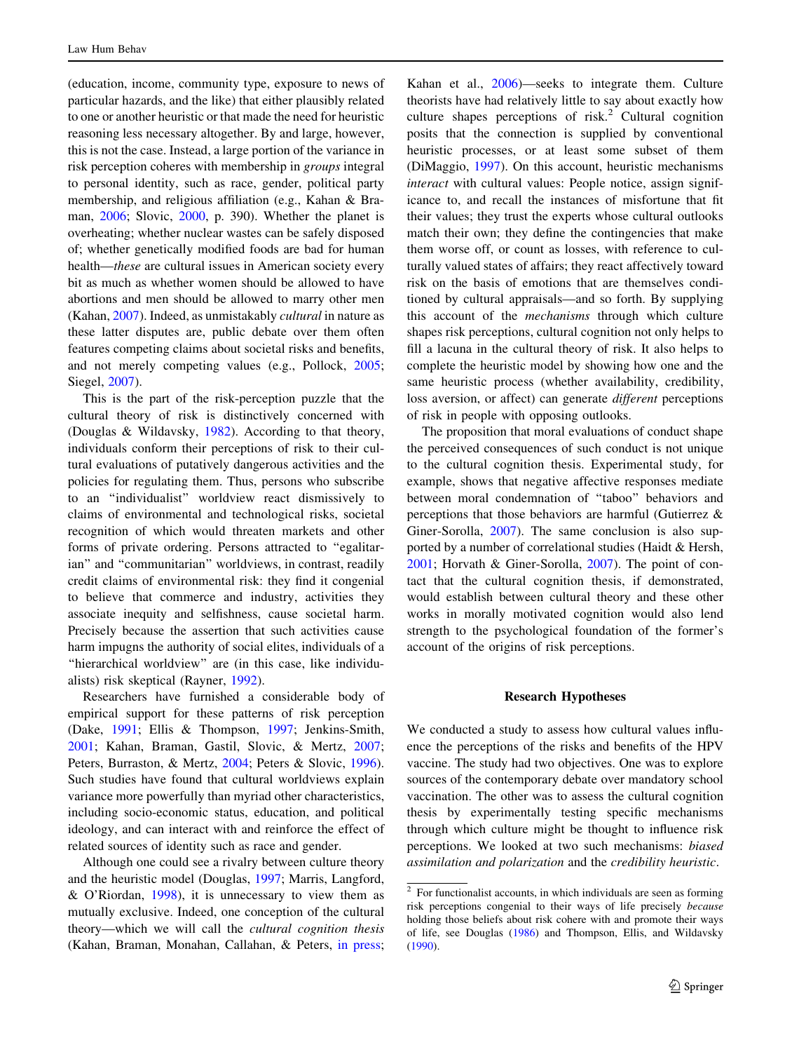(education, income, community type, exposure to news of particular hazards, and the like) that either plausibly related to one or another heuristic or that made the need for heuristic reasoning less necessary altogether. By and large, however, this is not the case. Instead, a large portion of the variance in risk perception coheres with membership in *groups* integral to personal identity, such as race, gender, political party membership, and religious affiliation (e.g., Kahan & Braman, 2006; Slovic, 2000, p. 390). Whether the planet is overheating; whether nuclear wastes can be safely disposed of; whether genetically modified foods are bad for human health—*these* are cultural issues in American society every bit as much as whether women should be allowed to have abortions and men should be allowed to marry other men (Kahan, 2007). Indeed, as unmistakably *cultural* in nature as these latter disputes are, public debate over them often features competing claims about societal risks and benefits, and not merely competing values (e.g., Pollock, 2005; Siegel, 2007).

This is the part of the risk-perception puzzle that the cultural theory of risk is distinctively concerned with (Douglas & Wildavsky, 1982). According to that theory, individuals conform their perceptions of risk to their cultural evaluations of putatively dangerous activities and the policies for regulating them. Thus, persons who subscribe to an "individualist" worldview react dismissively to claims of environmental and technological risks, societal recognition of which would threaten markets and other forms of private ordering. Persons attracted to "egalitarian" and "communitarian" worldviews, in contrast, readily credit claims of environmental risk: they find it congenial to believe that commerce and industry, activities they associate inequity and selfishness, cause societal harm. Precisely because the assertion that such activities cause harm impugns the authority of social elites, individuals of a "hierarchical worldview" are (in this case, like individualists) risk skeptical (Rayner, 1992).

Researchers have furnished a considerable body of empirical support for these patterns of risk perception (Dake, 1991; Ellis & Thompson, 1997; Jenkins-Smith, 2001; Kahan, Braman, Gastil, Slovic, & Mertz, 2007; Peters, Burraston, & Mertz, 2004; Peters & Slovic, 1996). Such studies have found that cultural worldviews explain variance more powerfully than myriad other characteristics, including socio-economic status, education, and political ideology, and can interact with and reinforce the effect of related sources of identity such as race and gender.

Although one could see a rivalry between culture theory and the heuristic model (Douglas, 1997; Marris, Langford, & O'Riordan, 1998), it is unnecessary to view them as mutually exclusive. Indeed, one conception of the cultural theory—which we will call the *cultural cognition thesis* (Kahan, Braman, Monahan, Callahan, & Peters, in press; Kahan et al., 2006)—seeks to integrate them. Culture theorists have had relatively little to say about exactly how culture shapes perceptions of risk.[2] Cultural cognition posits that the connection is supplied by conventional heuristic processes, or at least some subset of them (DiMaggio, 1997). On this account, heuristic mechanisms *interact* with cultural values: People notice, assign significance to, and recall the instances of misfortune that fit their values; they trust the experts whose cultural outlooks match their own; they define the contingencies that make them worse off, or count as losses, with reference to culturally valued states of affairs; they react affectively toward risk on the basis of emotions that are themselves conditioned by cultural appraisals—and so forth. By supplying this account of the *mechanisms* through which culture shapes risk perceptions, cultural cognition not only helps to fill a lacuna in the cultural theory of risk. It also helps to complete the heuristic model by showing how one and the same heuristic process (whether availability, credibility, loss aversion, or affect) can generate *different* perceptions of risk in people with opposing outlooks.

The proposition that moral evaluations of conduct shape the perceived consequences of such conduct is not unique to the cultural cognition thesis. Experimental study, for example, shows that negative affective responses mediate between moral condemnation of "taboo" behaviors and perceptions that those behaviors are harmful (Gutierrez & Giner-Sorolla, 2007). The same conclusion is also supported by a number of correlational studies (Haidt & Hersh, 2001; Horvath & Giner-Sorolla, 2007). The point of contact that the cultural cognition thesis, if demonstrated, would establish between cultural theory and these other works in morally motivated cognition would also lend strength to the psychological foundation of the former's account of the origins of risk perceptions.

## Research Hypotheses

We conducted a study to assess how cultural values influence the perceptions of the risks and benefits of the HPV vaccine. The study had two objectives. One was to explore sources of the contemporary debate over mandatory school vaccination. The other was to assess the cultural cognition thesis by experimentally testing specific mechanisms through which culture might be thought to influence risk perceptions. We looked at two such mechanisms: *biased assimilation and polarization* and the *credibility heuristic*.

---

[2] For functionalist accounts, in which individuals are seen as forming risk perceptions congenial to their ways of life precisely *because* holding those beliefs about risk cohere with and promote their ways of life, see Douglas (1986) and Thompson, Ellis, and Wildavsky (1990).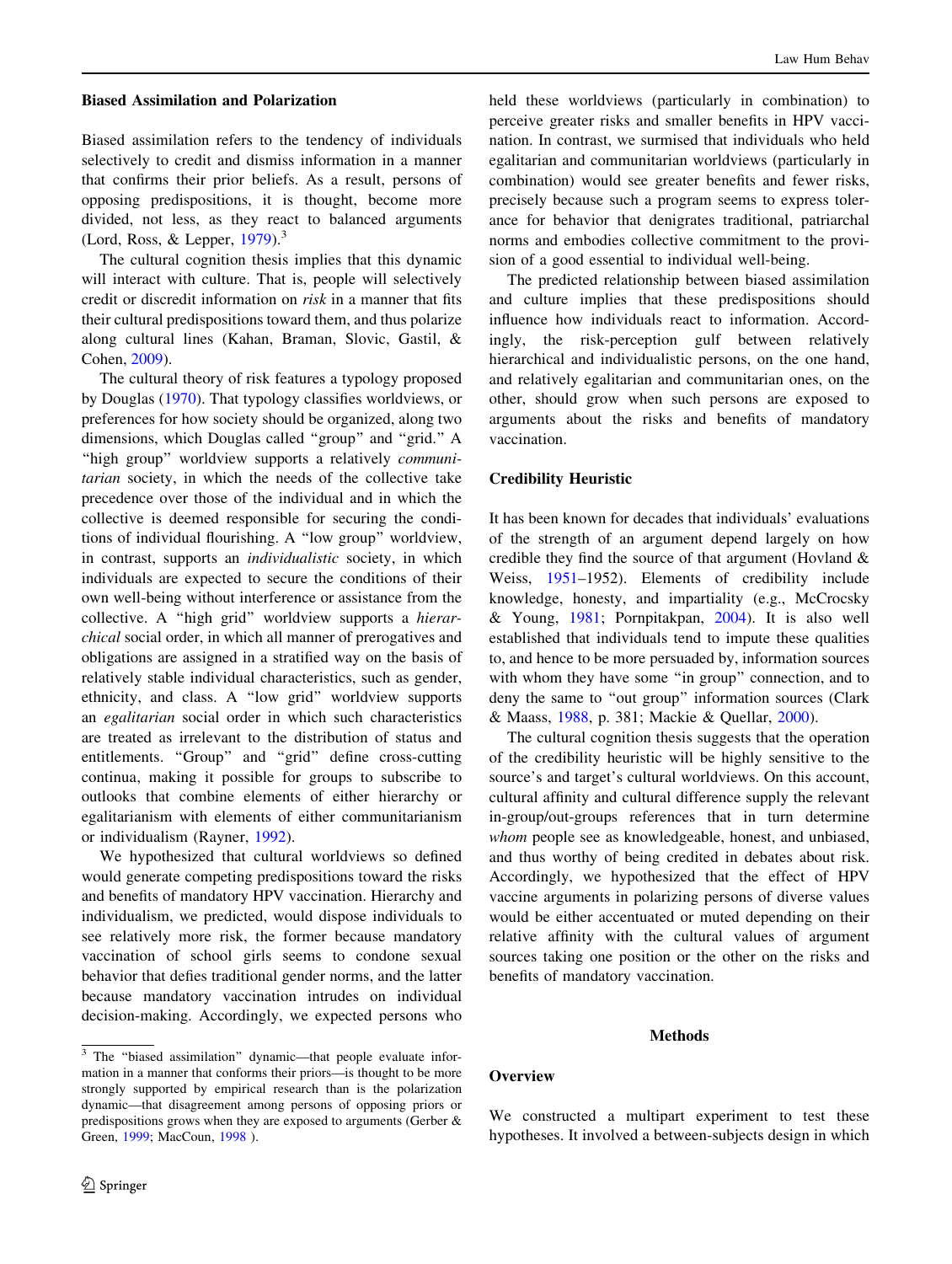### Biased Assimilation and Polarization

Biased assimilation refers to the tendency of individuals selectively to credit and dismiss information in a manner that confirms their prior beliefs. As a result, persons of opposing predispositions, it is thought, become more divided, not less, as they react to balanced arguments (Lord, Ross, & Lepper, 1979).[3]

The cultural cognition thesis implies that this dynamic will interact with culture. That is, people will selectively credit or discredit information on *risk* in a manner that fits their cultural predispositions toward them, and thus polarize along cultural lines (Kahan, Braman, Slovic, Gastil, & Cohen, 2009).

The cultural theory of risk features a typology proposed by Douglas (1970). That typology classifies worldviews, or preferences for how society should be organized, along two dimensions, which Douglas called "group" and "grid." A "high group" worldview supports a relatively *communitarian* society, in which the needs of the collective take precedence over those of the individual and in which the collective is deemed responsible for securing the conditions of individual flourishing. A "low group" worldview, in contrast, supports an *individualistic* society, in which individuals are expected to secure the conditions of their own well-being without interference or assistance from the collective. A "high grid" worldview supports a *hierarchical* social order, in which all manner of prerogatives and obligations are assigned in a stratified way on the basis of relatively stable individual characteristics, such as gender, ethnicity, and class. A "low grid" worldview supports an *egalitarian* social order in which such characteristics are treated as irrelevant to the distribution of status and entitlements. "Group" and "grid" define cross-cutting continua, making it possible for groups to subscribe to outlooks that combine elements of either hierarchy or egalitarianism with elements of either communitarianism or individualism (Rayner, 1992).

We hypothesized that cultural worldviews so defined would generate competing predispositions toward the risks and benefits of mandatory HPV vaccination. Hierarchy and individualism, we predicted, would dispose individuals to see relatively more risk, the former because mandatory vaccination of school girls seems to condone sexual behavior that defies traditional gender norms, and the latter because mandatory vaccination intrudes on individual decision-making. Accordingly, we expected persons who held these worldviews (particularly in combination) to perceive greater risks and smaller benefits in HPV vaccination. In contrast, we surmised that individuals who held egalitarian and communitarian worldviews (particularly in combination) would see greater benefits and fewer risks, precisely because such a program seems to express tolerance for behavior that denigrates traditional, patriarchal norms and embodies collective commitment to the provision of a good essential to individual well-being.

The predicted relationship between biased assimilation and culture implies that these predispositions should influence how individuals react to information. Accordingly, the risk-perception gulf between relatively hierarchical and individualistic persons, on the one hand, and relatively egalitarian and communitarian ones, on the other, should grow when such persons are exposed to arguments about the risks and benefits of mandatory vaccination.

### Credibility Heuristic

It has been known for decades that individuals' evaluations of the strength of an argument depend largely on how credible they find the source of that argument (Hovland & Weiss, 1951–1952). Elements of credibility include knowledge, honesty, and impartiality (e.g., McCrocsky & Young, 1981; Pornpitakpan, 2004). It is also well established that individuals tend to impute these qualities to, and hence to be more persuaded by, information sources with whom they have some "in group" connection, and to deny the same to "out group" information sources (Clark & Maass, 1988, p. 381; Mackie & Quellar, 2000).

The cultural cognition thesis suggests that the operation of the credibility heuristic will be highly sensitive to the source's and target's cultural worldviews. On this account, cultural affinity and cultural difference supply the relevant in-group/out-groups references that in turn determine *whom* people see as knowledgeable, honest, and unbiased, and thus worthy of being credited in debates about risk. Accordingly, we hypothesized that the effect of HPV vaccine arguments in polarizing persons of diverse values would be either accentuated or muted depending on their relative affinity with the cultural values of argument sources taking one position or the other on the risks and benefits of mandatory vaccination.

## Methods

### Overview

We constructed a multipart experiment to test these hypotheses. It involved a between-subjects design in which

[3] The "biased assimilation" dynamic—that people evaluate information in a manner that conforms their priors—is thought to be more strongly supported by empirical research than is the polarization dynamic—that disagreement among persons of opposing priors or predispositions grows when they are exposed to arguments (Gerber & Green, 1999; MacCoun, 1998 ).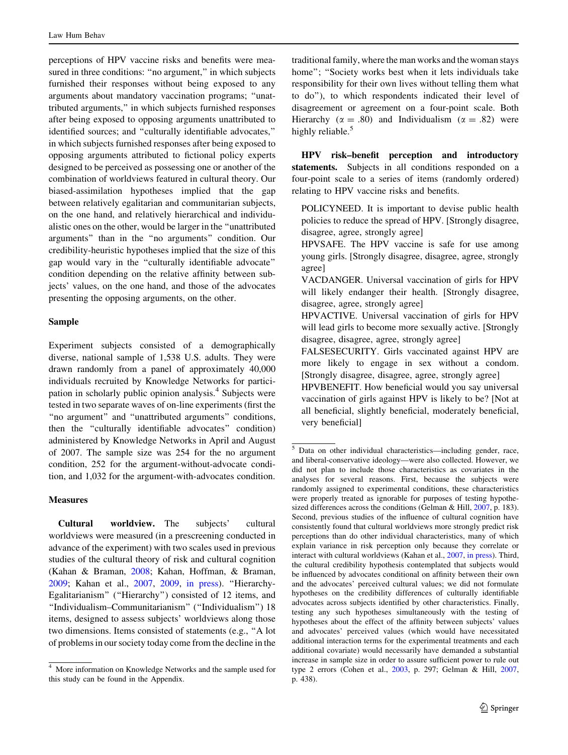perceptions of HPV vaccine risks and benefits were measured in three conditions: "no argument," in which subjects furnished their responses without being exposed to any arguments about mandatory vaccination programs; "unattributed arguments," in which subjects furnished responses after being exposed to opposing arguments unattributed to identified sources; and "culturally identifiable advocates," in which subjects furnished responses after being exposed to opposing arguments attributed to fictional policy experts designed to be perceived as possessing one or another of the combination of worldviews featured in cultural theory. Our biased-assimilation hypotheses implied that the gap between relatively egalitarian and communitarian subjects, on the one hand, and relatively hierarchical and individualistic ones on the other, would be larger in the "unattributed arguments" than in the "no arguments" condition. Our credibility-heuristic hypotheses implied that the size of this gap would vary in the "culturally identifiable advocate" condition depending on the relative affinity between subjects' values, on the one hand, and those of the advocates presenting the opposing arguments, on the other.

### Sample

Experiment subjects consisted of a demographically diverse, national sample of 1,538 U.S. adults. They were drawn randomly from a panel of approximately 40,000 individuals recruited by Knowledge Networks for participation in scholarly public opinion analysis.[4] Subjects were tested in two separate waves of on-line experiments (first the "no argument" and "unattributed arguments" conditions, then the "culturally identifiable advocates" condition) administered by Knowledge Networks in April and August of 2007. The sample size was 254 for the no argument condition, 252 for the argument-without-advocate condition, and 1,032 for the argument-with-advocates condition.

### Measures

**Cultural worldview.** The subjects' cultural worldviews were measured (in a prescreening conducted in advance of the experiment) with two scales used in previous studies of the cultural theory of risk and cultural cognition (Kahan & Braman, 2008; Kahan, Hoffman, & Braman, 2009; Kahan et al., 2007, 2009, in press). "Hierarchy-Egalitarianism" ("Hierarchy") consisted of 12 items, and "Individualism–Communitarianism" ("Individualism") 18 items, designed to assess subjects' worldviews along those two dimensions. Items consisted of statements (e.g., "A lot of problems in our society today come from the decline in the traditional family, where the man works and the woman stays home"; "Society works best when it lets individuals take responsibility for their own lives without telling them what to do"), to which respondents indicated their level of disagreement or agreement on a four-point scale. Both Hierarchy ($\alpha = .80$) and Individualism ($\alpha = .82$) were highly reliable.[5]

**HPV risk–benefit perception and introductory statements.** Subjects in all conditions responded on a four-point scale to a series of items (randomly ordered) relating to HPV vaccine risks and benefits.

POLICYNEED. It is important to devise public health policies to reduce the spread of HPV. [Strongly disagree, disagree, agree, strongly agree]

HPVSAFE. The HPV vaccine is safe for use among young girls. [Strongly disagree, disagree, agree, strongly agree]

VACDANGER. Universal vaccination of girls for HPV will likely endanger their health. [Strongly disagree, disagree, agree, strongly agree]

HPVACTIVE. Universal vaccination of girls for HPV will lead girls to become more sexually active. [Strongly disagree, disagree, agree, strongly agree]

FALSESECURITY. Girls vaccinated against HPV are more likely to engage in sex without a condom. [Strongly disagree, disagree, agree, strongly agree]

HPVBENEFIT. How beneficial would you say universal vaccination of girls against HPV is likely to be? [Not at all beneficial, slightly beneficial, moderately beneficial, very beneficial]

---

[4] More information on Knowledge Networks and the sample used for this study can be found in the Appendix.

[5] Data on other individual characteristics—including gender, race, and liberal-conservative ideology—were also collected. However, we did not plan to include those characteristics as covariates in the analyses for several reasons. First, because the subjects were randomly assigned to experimental conditions, these characteristics were properly treated as ignorable for purposes of testing hypothesized differences across the conditions (Gelman & Hill, 2007, p. 183). Second, previous studies of the influence of cultural cognition have consistently found that cultural worldviews more strongly predict risk perceptions than do other individual characteristics, many of which explain variance in risk perception only because they correlate or interact with cultural worldviews (Kahan et al., 2007, in press). Third, the cultural credibility hypothesis contemplated that subjects would be influenced by advocates conditional on affinity between their own and the advocates' perceived cultural values; we did not formulate hypotheses on the credibility differences of culturally identifiable advocates across subjects identified by other characteristics. Finally, testing any such hypotheses simultaneously with the testing of hypotheses about the effect of the affinity between subjects' values and advocates' perceived values (which would have necessitated additional interaction terms for the experimental treatments and each additional covariate) would necessarily have demanded a substantial increase in sample size in order to assure sufficient power to rule out type 2 errors (Cohen et al., 2003, p. 297; Gelman & Hill, 2007, p. 438).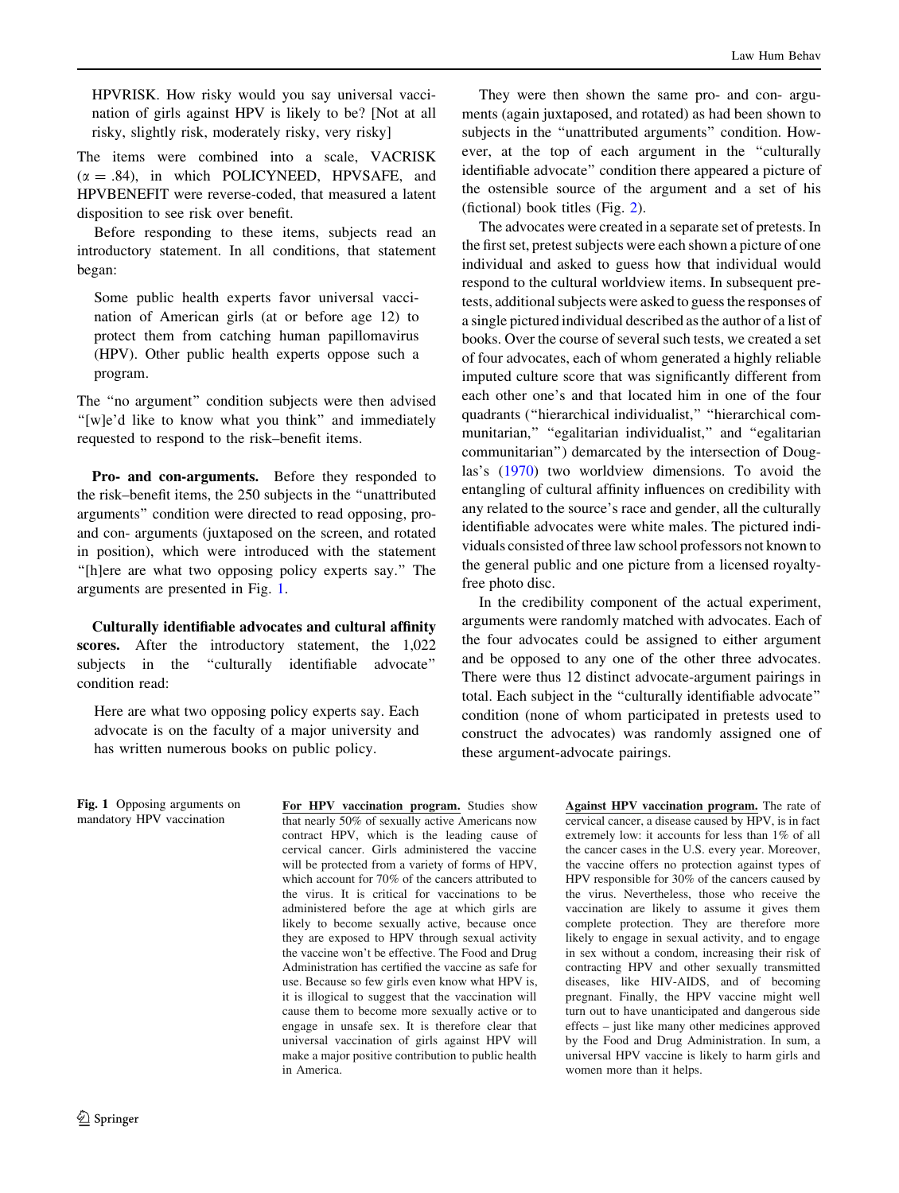HPVRISK. How risky would you say universal vaccination of girls against HPV is likely to be? [Not at all risky, slightly risk, moderately risky, very risky]

The items were combined into a scale, VACRISK ($\alpha = .84$), in which POLICYNEED, HPVSAFE, and HPVBENEFIT were reverse-coded, that measured a latent disposition to see risk over benefit.

Before responding to these items, subjects read an introductory statement. In all conditions, that statement began:

> Some public health experts favor universal vaccination of American girls (at or before age 12) to protect them from catching human papillomavirus (HPV). Other public health experts oppose such a program.

The "no argument" condition subjects were then advised "[w]e'd like to know what you think" and immediately requested to respond to the risk–benefit items.

**Pro- and con-arguments.** Before they responded to the risk–benefit items, the 250 subjects in the "unattributed arguments" condition were directed to read opposing, pro- and con- arguments (juxtaposed on the screen, and rotated in position), which were introduced with the statement "[h]ere are what two opposing policy experts say." The arguments are presented in Fig. 1.

**Culturally identifiable advocates and cultural affinity scores.** After the introductory statement, the 1,022 subjects in the "culturally identifiable advocate" condition read:

> Here are what two opposing policy experts say. Each advocate is on the faculty of a major university and has written numerous books on public policy.

They were then shown the same pro- and con- arguments (again juxtaposed, and rotated) as had been shown to subjects in the "unattributed arguments" condition. However, at the top of each argument in the "culturally identifiable advocate" condition there appeared a picture of the ostensible source of the argument and a set of his (fictional) book titles (Fig. 2).

The advocates were created in a separate set of pretests. In the first set, pretest subjects were each shown a picture of one individual and asked to guess how that individual would respond to the cultural worldview items. In subsequent pretests, additional subjects were asked to guess the responses of a single pictured individual described as the author of a list of books. Over the course of several such tests, we created a set of four advocates, each of whom generated a highly reliable imputed culture score that was significantly different from each other one's and that located him in one of the four quadrants ("hierarchical individualist," "hierarchical communitarian," "egalitarian individualist," and "egalitarian communitarian") demarcated by the intersection of Douglas's (1970) two worldview dimensions. To avoid the entangling of cultural affinity influences on credibility with any related to the source's race and gender, all the culturally identifiable advocates were white males. The pictured individuals consisted of three law school professors not known to the general public and one picture from a licensed royalty-free photo disc.

In the credibility component of the actual experiment, arguments were randomly matched with advocates. Each of the four advocates could be assigned to either argument and be opposed to any one of the other three advocates. There were thus 12 distinct advocate-argument pairings in total. Each subject in the "culturally identifiable advocate" condition (none of whom participated in pretests used to construct the advocates) was randomly assigned one of these argument-advocate pairings.

**Fig. 1** Opposing arguments on mandatory HPV vaccination

<u>**For HPV vaccination program.**</u> Studies show that nearly 50% of sexually active Americans now contract HPV, which is the leading cause of cervical cancer. Girls administered the vaccine will be protected from a variety of forms of HPV, which account for 70% of the cancers attributed to the virus. It is critical for vaccinations to be administered before the age at which girls are likely to become sexually active, because once they are exposed to HPV through sexual activity the vaccine won't be effective. The Food and Drug Administration has certified the vaccine as safe for use. Because so few girls even know what HPV is, it is illogical to suggest that the vaccination will cause them to become more sexually active or to engage in unsafe sex. It is therefore clear that universal vaccination of girls against HPV will make a major positive contribution to public health in America.

<u>**Against HPV vaccination program.**</u> The rate of cervical cancer, a disease caused by HPV, is in fact extremely low: it accounts for less than 1% of all the cancer cases in the U.S. every year. Moreover, the vaccine offers no protection against types of HPV responsible for 30% of the cancers caused by the virus. Nevertheless, those who receive the vaccination are likely to assume it gives them complete protection. They are therefore more likely to engage in sexual activity, and to engage in sex without a condom, increasing their risk of contracting HPV and other sexually transmitted diseases, like HIV-AIDS, and of becoming pregnant. Finally, the HPV vaccine might well turn out to have unanticipated and dangerous side effects – just like many other medicines approved by the Food and Drug Administration. In sum, a universal HPV vaccine is likely to harm girls and women more than it helps.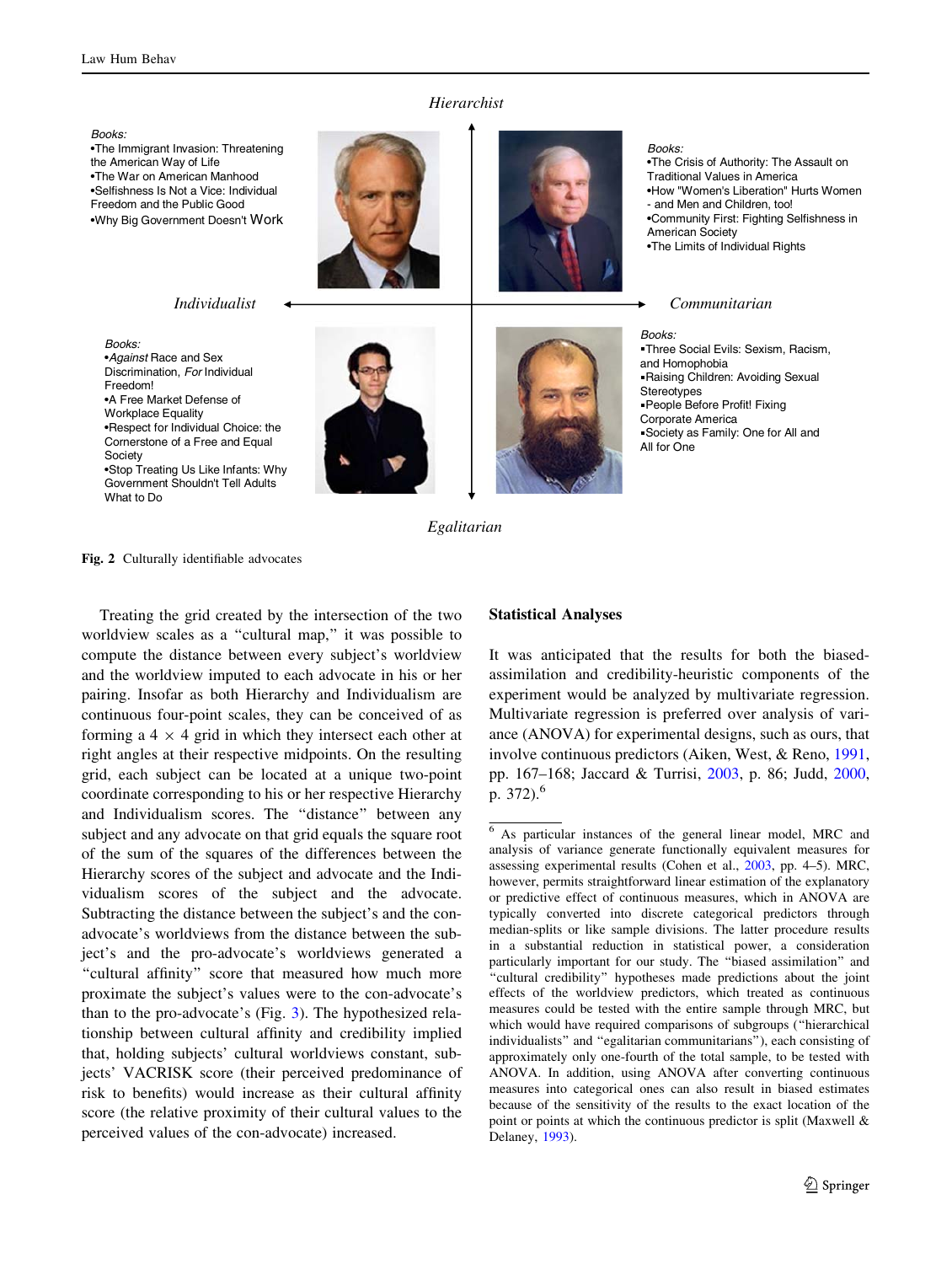*Hierarchist*

Books:
- The Immigrant Invasion: Threatening the American Way of Life
- The War on American Manhood
- Selfishness Is Not a Vice: Individual Freedom and the Public Good
- Why Big Government Doesn't Work

Books:
- The Crisis of Authority: The Assault on Traditional Values in America
- How "Women's Liberation" Hurts Women - and Men and Children, too!
- Community First: Fighting Selfishness in American Society
- The Limits of Individual Rights

*Individualist* *Communitarian*

Books:
- *Against* Race and Sex Discrimination, *For* Individual Freedom!
- A Free Market Defense of Workplace Equality
- Respect for Individual Choice: the Cornerstone of a Free and Equal Society
- Stop Treating Us Like Infants: Why Government Shouldn't Tell Adults What to Do

Books:
- Three Social Evils: Sexism, Racism, and Homophobia
- Raising Children: Avoiding Sexual Stereotypes
- People Before Profit! Fixing Corporate America
- Society as Family: One for All and All for One

*Egalitarian*

**Fig. 2** Culturally identifiable advocates

Treating the grid created by the intersection of the two worldview scales as a "cultural map," it was possible to compute the distance between every subject's worldview and the worldview imputed to each advocate in his or her pairing. Insofar as both Hierarchy and Individualism are continuous four-point scales, they can be conceived of as forming a 4 × 4 grid in which they intersect each other at right angles at their respective midpoints. On the resulting grid, each subject can be located at a unique two-point coordinate corresponding to his or her respective Hierarchy and Individualism scores. The "distance" between any subject and any advocate on that grid equals the square root of the sum of the squares of the differences between the Hierarchy scores of the subject and advocate and the Individualism scores of the subject and the advocate. Subtracting the distance between the subject's and the con-advocate's worldviews from the distance between the subject's and the pro-advocate's worldviews generated a "cultural affinity" score that measured how much more proximate the subject's values were to the con-advocate's than to the pro-advocate's (Fig. 3). The hypothesized relationship between cultural affinity and credibility implied that, holding subjects' cultural worldviews constant, subjects' VACRISK score (their perceived predominance of risk to benefits) would increase as their cultural affinity score (the relative proximity of their cultural values to the perceived values of the con-advocate) increased.

## Statistical Analyses

It was anticipated that the results for both the biased-assimilation and credibility-heuristic components of the experiment would be analyzed by multivariate regression. Multivariate regression is preferred over analysis of variance (ANOVA) for experimental designs, such as ours, that involve continuous predictors (Aiken, West, & Reno, 1991, pp. 167–168; Jaccard & Turrisi, 2003, p. 86; Judd, 2000, p. 372).[6]

[6] As particular instances of the general linear model, MRC and analysis of variance generate functionally equivalent measures for assessing experimental results (Cohen et al., 2003, pp. 4–5). MRC, however, permits straightforward linear estimation of the explanatory or predictive effect of continuous measures, which in ANOVA are typically converted into discrete categorical predictors through median-splits or like sample divisions. The latter procedure results in a substantial reduction in statistical power, a consideration particularly important for our study. The "biased assimilation" and "cultural credibility" hypotheses made predictions about the joint effects of the worldview predictors, which treated as continuous measures could be tested with the entire sample through MRC, but which would have required comparisons of subgroups ("hierarchical individualists" and "egalitarian communitarians"), each consisting of approximately only one-fourth of the total sample, to be tested with ANOVA. In addition, using ANOVA after converting continuous measures into categorical ones can also result in biased estimates because of the sensitivity of the results to the exact location of the point or points at which the continuous predictor is split (Maxwell & Delaney, 1993).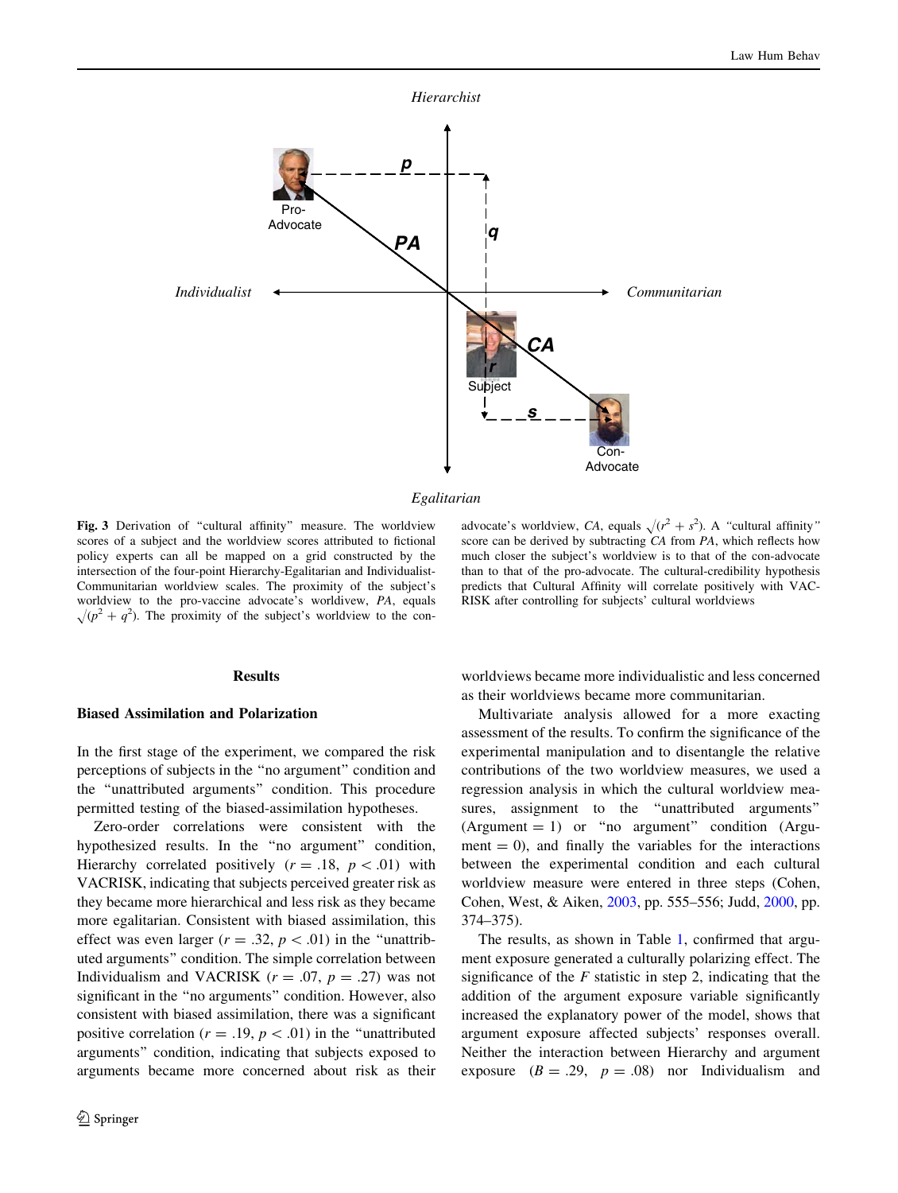Fig. 3 Derivation of "cultural affinity" measure. The worldview scores of a subject and the worldview scores attributed to fictional policy experts can all be mapped on a grid constructed by the intersection of the four-point Hierarchy-Egalitarian and Individualist-Communitarian worldview scales. The proximity of the subject's worldview to the pro-vaccine advocate's worldview, *PA*, equals $\sqrt{(p^2 + q^2)}$. The proximity of the subject's worldview to the con-advocate's worldview, *CA*, equals $\sqrt{(r^2 + s^2)}$. A "cultural affinity" score can be derived by subtracting *CA* from *PA*, which reflects how much closer the subject's worldview is to that of the con-advocate than to that of the pro-advocate. The cultural-credibility hypothesis predicts that Cultural Affinity will correlate positively with VACRISK after controlling for subjects' cultural worldviews

## Results

### Biased Assimilation and Polarization

In the first stage of the experiment, we compared the risk perceptions of subjects in the "no argument" condition and the "unattributed arguments" condition. This procedure permitted testing of the biased-assimilation hypotheses.

Zero-order correlations were consistent with the hypothesized results. In the "no argument" condition, Hierarchy correlated positively ($r = .18$, $p < .01$) with VACRISK, indicating that subjects perceived greater risk as they became more hierarchical and less risk as they became more egalitarian. Consistent with biased assimilation, this effect was even larger ($r = .32$, $p < .01$) in the "unattributed arguments" condition. The simple correlation between Individualism and VACRISK ($r = .07$, $p = .27$) was not significant in the "no arguments" condition. However, also consistent with biased assimilation, there was a significant positive correlation ($r = .19$, $p < .01$) in the "unattributed arguments" condition, indicating that subjects exposed to arguments became more concerned about risk as their worldviews became more individualistic and less concerned as their worldviews became more communitarian.

Multivariate analysis allowed for a more exacting assessment of the results. To confirm the significance of the experimental manipulation and to disentangle the relative contributions of the two worldview measures, we used a regression analysis in which the cultural worldview measures, assignment to the "unattributed arguments" (Argument = 1) or "no argument" condition (Argument = 0), and finally the variables for the interactions between the experimental condition and each cultural worldview measure were entered in three steps (Cohen, Cohen, West, & Aiken, 2003, pp. 555–556; Judd, 2000, pp. 374–375).

The results, as shown in Table 1, confirmed that argument exposure generated a culturally polarizing effect. The significance of the *F* statistic in step 2, indicating that the addition of the argument exposure variable significantly increased the explanatory power of the model, shows that argument exposure affected subjects' responses overall. Neither the interaction between Hierarchy and argument exposure ($B = .29$, $p = .08$) nor Individualism and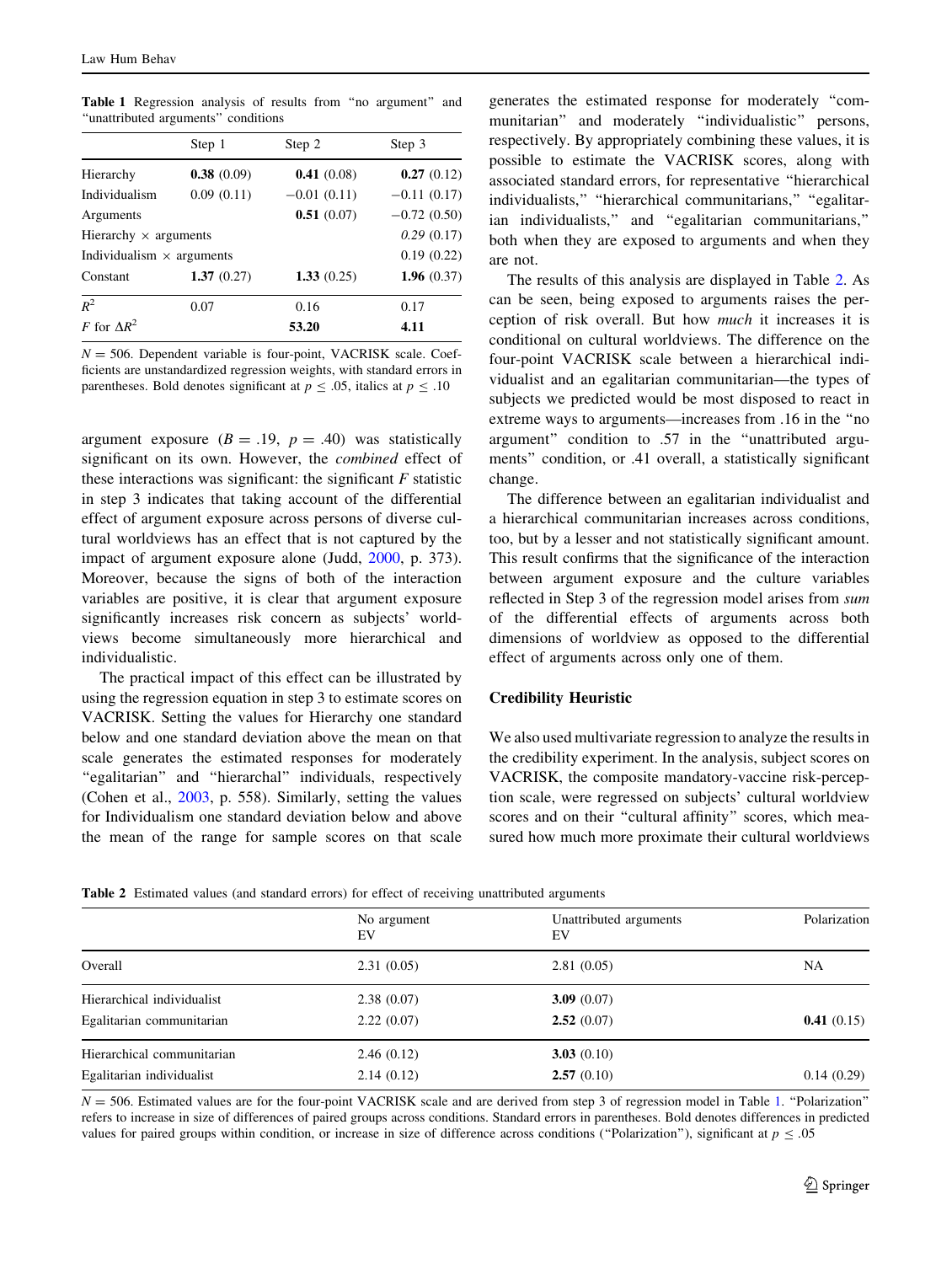**Table 1** Regression analysis of results from "no argument" and "unattributed arguments" conditions

| | Step 1 | Step 2 | Step 3 |
|---|---|---|---|
| Hierarchy | **0.38** (0.09) | **0.41** (0.08) | **0.27** (0.12) |
| Individualism | 0.09 (0.11) | −0.01 (0.11) | −0.11 (0.17) |
| Arguments | | **0.51** (0.07) | −0.72 (0.50) |
| Hierarchy × arguments | | | *0.29* (0.17) |
| Individualism × arguments | | | 0.19 (0.22) |
| Constant | **1.37** (0.27) | **1.33** (0.25) | **1.96** (0.37) |
| $R^2$ | 0.07 | 0.16 | 0.17 |
| $F$ for $\Delta R^2$ | | **53.20** | **4.11** |

$N = 506$. Dependent variable is four-point, VACRISK scale. Coefficients are unstandardized regression weights, with standard errors in parentheses. Bold denotes significant at $p \leq .05$, italics at $p \leq .10$

argument exposure ($B = .19$, $p = .40$) was statistically significant on its own. However, the *combined* effect of these interactions was significant: the significant $F$ statistic in step 3 indicates that taking account of the differential effect of argument exposure across persons of diverse cultural worldviews has an effect that is not captured by the impact of argument exposure alone (Judd, 2000, p. 373). Moreover, because the signs of both of the interaction variables are positive, it is clear that argument exposure significantly increases risk concern as subjects' worldviews become simultaneously more hierarchical and individualistic.

The practical impact of this effect can be illustrated by using the regression equation in step 3 to estimate scores on VACRISK. Setting the values for Hierarchy one standard below and one standard deviation above the mean on that scale generates the estimated responses for moderately "egalitarian" and "hierarchal" individuals, respectively (Cohen et al., 2003, p. 558). Similarly, setting the values for Individualism one standard deviation below and above the mean of the range for sample scores on that scale generates the estimated response for moderately "communitarian" and moderately "individualistic" persons, respectively. By appropriately combining these values, it is possible to estimate the VACRISK scores, along with associated standard errors, for representative "hierarchical individualists," "hierarchical communitarians," "egalitarian individualists," and "egalitarian communitarians," both when they are exposed to arguments and when they are not.

The results of this analysis are displayed in Table 2. As can be seen, being exposed to arguments raises the perception of risk overall. But how *much* it increases it is conditional on cultural worldviews. The difference on the four-point VACRISK scale between a hierarchical individualist and an egalitarian communitarian—the types of subjects we predicted would be most disposed to react in extreme ways to arguments—increases from .16 in the "no argument" condition to .57 in the "unattributed arguments" condition, or .41 overall, a statistically significant change.

The difference between an egalitarian individualist and a hierarchical communitarian increases across conditions, too, but by a lesser and not statistically significant amount. This result confirms that the significance of the interaction between argument exposure and the culture variables reflected in Step 3 of the regression model arises from *sum* of the differential effects of arguments across both dimensions of worldview as opposed to the differential effect of arguments across only one of them.

## Credibility Heuristic

We also used multivariate regression to analyze the results in the credibility experiment. In the analysis, subject scores on VACRISK, the composite mandatory-vaccine risk-perception scale, were regressed on subjects' cultural worldview scores and on their "cultural affinity" scores, which measured how much more proximate their cultural worldviews

**Table 2** Estimated values (and standard errors) for effect of receiving unattributed arguments

| | No argument EV | Unattributed arguments EV | Polarization |
|---|---|---|---|
| Overall | 2.31 (0.05) | 2.81 (0.05) | NA |
| Hierarchical individualist | 2.38 (0.07) | **3.09** (0.07) | |
| Egalitarian communitarian | 2.22 (0.07) | **2.52** (0.07) | **0.41** (0.15) |
| Hierarchical communitarian | 2.46 (0.12) | **3.03** (0.10) | |
| Egalitarian individualist | 2.14 (0.12) | **2.57** (0.10) | 0.14 (0.29) |

$N = 506$. Estimated values are for the four-point VACRISK scale and are derived from step 3 of regression model in Table 1. "Polarization" refers to increase in size of differences of paired groups across conditions. Standard errors in parentheses. Bold denotes differences in predicted values for paired groups within condition, or increase in size of difference across conditions ("Polarization"), significant at $p \leq .05$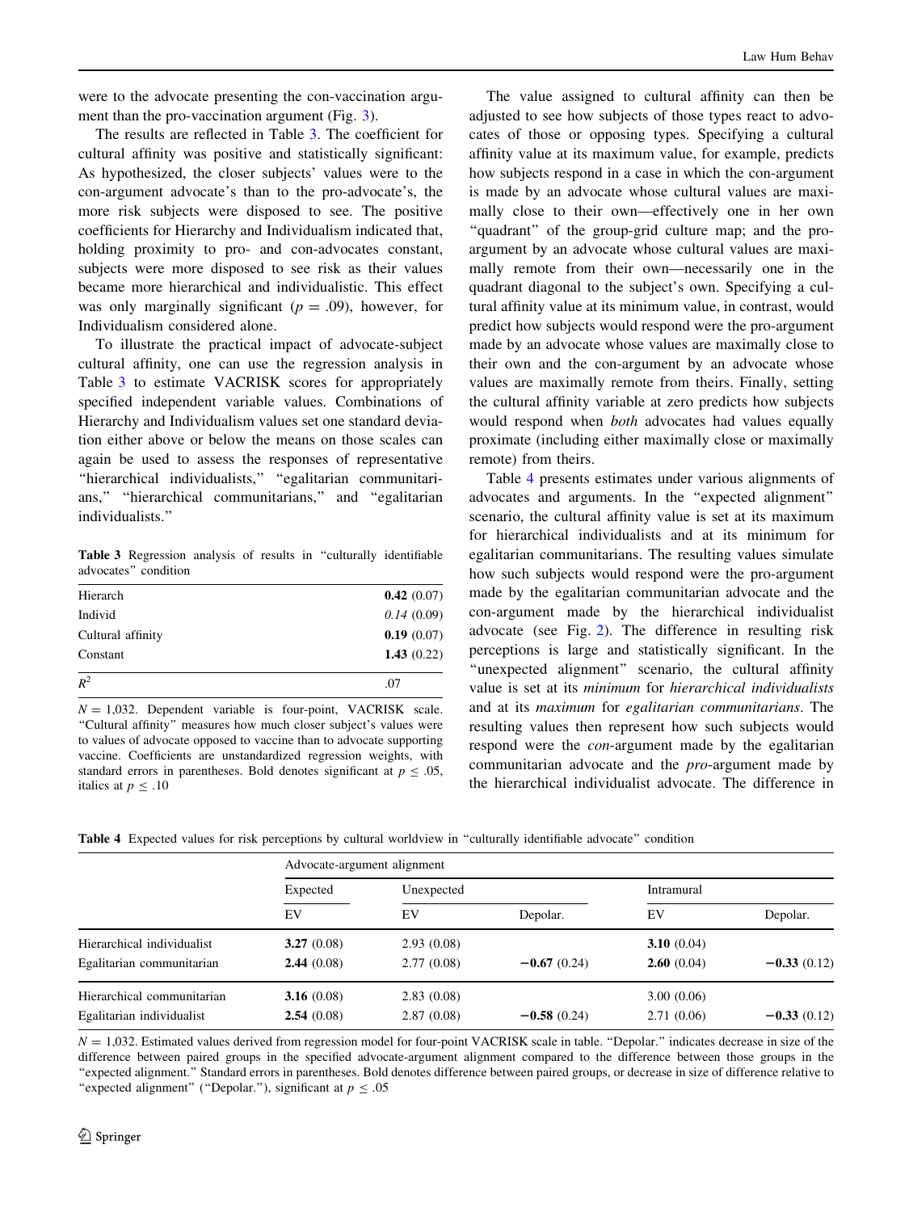were to the advocate presenting the con-vaccination argument than the pro-vaccination argument (Fig. 3).

The results are reflected in Table 3. The coefficient for cultural affinity was positive and statistically significant: As hypothesized, the closer subjects' values were to the con-argument advocate's than to the pro-advocate's, the more risk subjects were disposed to see. The positive coefficients for Hierarchy and Individualism indicated that, holding proximity to pro- and con-advocates constant, subjects were more disposed to see risk as their values became more hierarchical and individualistic. This effect was only marginally significant ($p = .09$), however, for Individualism considered alone.

To illustrate the practical impact of advocate-subject cultural affinity, one can use the regression analysis in Table 3 to estimate VACRISK scores for appropriately specified independent variable values. Combinations of Hierarchy and Individualism values set one standard deviation either above or below the means on those scales can again be used to assess the responses of representative "hierarchical individualists," "egalitarian communitarians," "hierarchical communitarians," and "egalitarian individualists."

**Table 3** Regression analysis of results in "culturally identifiable advocates" condition

| | |
|---|---|
| Hierarch | **0.42** (0.07) |
| Individ | *0.14* (0.09) |
| Cultural affinity | **0.19** (0.07) |
| Constant | **1.43** (0.22) |
| $R^2$ | .07 |

$N = 1{,}032$. Dependent variable is four-point, VACRISK scale. "Cultural affinity" measures how much closer subject's values were to values of advocate opposed to vaccine than to advocate supporting vaccine. Coefficients are unstandardized regression weights, with standard errors in parentheses. Bold denotes significant at $p \leq .05$, italics at $p \leq .10$

The value assigned to cultural affinity can then be adjusted to see how subjects of those types react to advocates of those or opposing types. Specifying a cultural affinity value at its maximum value, for example, predicts how subjects respond in a case in which the con-argument is made by an advocate whose cultural values are maximally close to their own—effectively one in her own "quadrant" of the group-grid culture map; and the pro-argument by an advocate whose cultural values are maximally remote from their own—necessarily one in the quadrant diagonal to the subject's own. Specifying a cultural affinity value at its minimum value, in contrast, would predict how subjects would respond were the pro-argument made by an advocate whose values are maximally close to their own and the con-argument by an advocate whose values are maximally remote from theirs. Finally, setting the cultural affinity variable at zero predicts how subjects would respond when *both* advocates had values equally proximate (including either maximally close or maximally remote) from theirs.

Table 4 presents estimates under various alignments of advocates and arguments. In the "expected alignment" scenario, the cultural affinity value is set at its maximum for hierarchical individualists and at its minimum for egalitarian communitarians. The resulting values simulate how such subjects would respond were the pro-argument made by the egalitarian communitarian advocate and the con-argument made by the hierarchical individualist advocate (see Fig. 2). The difference in resulting risk perceptions is large and statistically significant. In the "unexpected alignment" scenario, the cultural affinity value is set at its *minimum* for *hierarchical individualists* and at its *maximum* for *egalitarian communitarians*. The resulting values then represent how such subjects would respond were the *con*-argument made by the egalitarian communitarian advocate and the *pro*-argument made by the hierarchical individualist advocate. The difference in

**Table 4** Expected values for risk perceptions by cultural worldview in "culturally identifiable advocate" condition

| | Advocate-argument alignment | | | | |
|---|---|---|---|---|---|
| | Expected | Unexpected | | Intramural | |
| | EV | EV | Depolar. | EV | Depolar. |
| Hierarchical individualist | **3.27** (0.08) | 2.93 (0.08) | | **3.10** (0.04) | |
| Egalitarian communitarian | **2.44** (0.08) | 2.77 (0.08) | **−0.67** (0.24) | **2.60** (0.04) | **−0.33** (0.12) |
| Hierarchical communitarian | **3.16** (0.08) | 2.83 (0.08) | | 3.00 (0.06) | |
| Egalitarian individualist | **2.54** (0.08) | 2.87 (0.08) | **−0.58** (0.24) | 2.71 (0.06) | **−0.33** (0.12) |

$N = 1{,}032$. Estimated values derived from regression model for four-point VACRISK scale in table. "Depolar." indicates decrease in size of the difference between paired groups in the specified advocate-argument alignment compared to the difference between those groups in the "expected alignment." Standard errors in parentheses. Bold denotes difference between paired groups, or decrease in size of difference relative to "expected alignment" ("Depolar."), significant at $p \leq .05$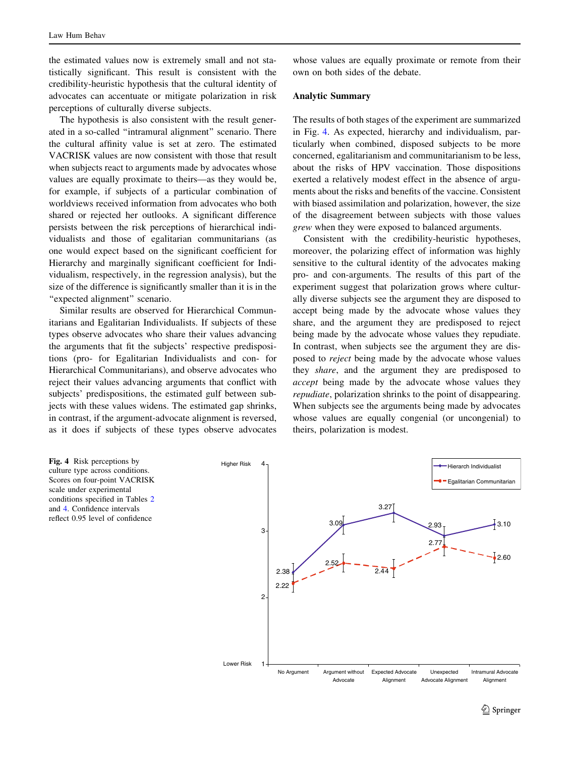the estimated values now is extremely small and not statistically significant. This result is consistent with the credibility-heuristic hypothesis that the cultural identity of advocates can accentuate or mitigate polarization in risk perceptions of culturally diverse subjects.

The hypothesis is also consistent with the result generated in a so-called "intramural alignment" scenario. There the cultural affinity value is set at zero. The estimated VACRISK values are now consistent with those that result when subjects react to arguments made by advocates whose values are equally proximate to theirs—as they would be, for example, if subjects of a particular combination of worldviews received information from advocates who both shared or rejected her outlooks. A significant difference persists between the risk perceptions of hierarchical individualists and those of egalitarian communitarians (as one would expect based on the significant coefficient for Hierarchy and marginally significant coefficient for Individualism, respectively, in the regression analysis), but the size of the difference is significantly smaller than it is in the "expected alignment" scenario.

Similar results are observed for Hierarchical Communitarians and Egalitarian Individualists. If subjects of these types observe advocates who share their values advancing the arguments that fit the subjects' respective predispositions (pro- for Egalitarian Individualists and con- for Hierarchical Communitarians), and observe advocates who reject their values advancing arguments that conflict with subjects' predispositions, the estimated gulf between subjects with these values widens. The estimated gap shrinks, in contrast, if the argument-advocate alignment is reversed, as it does if subjects of these types observe advocates whose values are equally proximate or remote from their own on both sides of the debate.

## Analytic Summary

The results of both stages of the experiment are summarized in Fig. 4. As expected, hierarchy and individualism, particularly when combined, disposed subjects to be more concerned, egalitarianism and communitarianism to be less, about the risks of HPV vaccination. Those dispositions exerted a relatively modest effect in the absence of arguments about the risks and benefits of the vaccine. Consistent with biased assimilation and polarization, however, the size of the disagreement between subjects with those values *grew* when they were exposed to balanced arguments.

Consistent with the credibility-heuristic hypotheses, moreover, the polarizing effect of information was highly sensitive to the cultural identity of the advocates making pro- and con-arguments. The results of this part of the experiment suggest that polarization grows where culturally diverse subjects see the argument they are disposed to accept being made by the advocate whose values they share, and the argument they are predisposed to reject being made by the advocate whose values they repudiate. In contrast, when subjects see the argument they are disposed to *reject* being made by the advocate whose values they *share*, and the argument they are predisposed to *accept* being made by the advocate whose values they *repudiate*, polarization shrinks to the point of disappearing. When subjects see the arguments being made by advocates whose values are equally congenial (or uncongenial) to theirs, polarization is modest.

**Fig. 4** Risk perceptions by culture type across conditions. Scores on four-point VACRISK scale under experimental conditions specified in Tables 2 and 4. Confidence intervals reflect 0.95 level of confidence

Higher Risk
4
3
2
1
Lower Risk

Hierarch Individualist
Egalitarian Communitarian

2.38
2.22
3.09
2.52
3.27
2.44
2.93
2.77
3.10
2.60

No Argument
Argument without Advocate
Expected Advocate Alignment
Unexpected Advocate Alignment
Intramural Advocate Alignment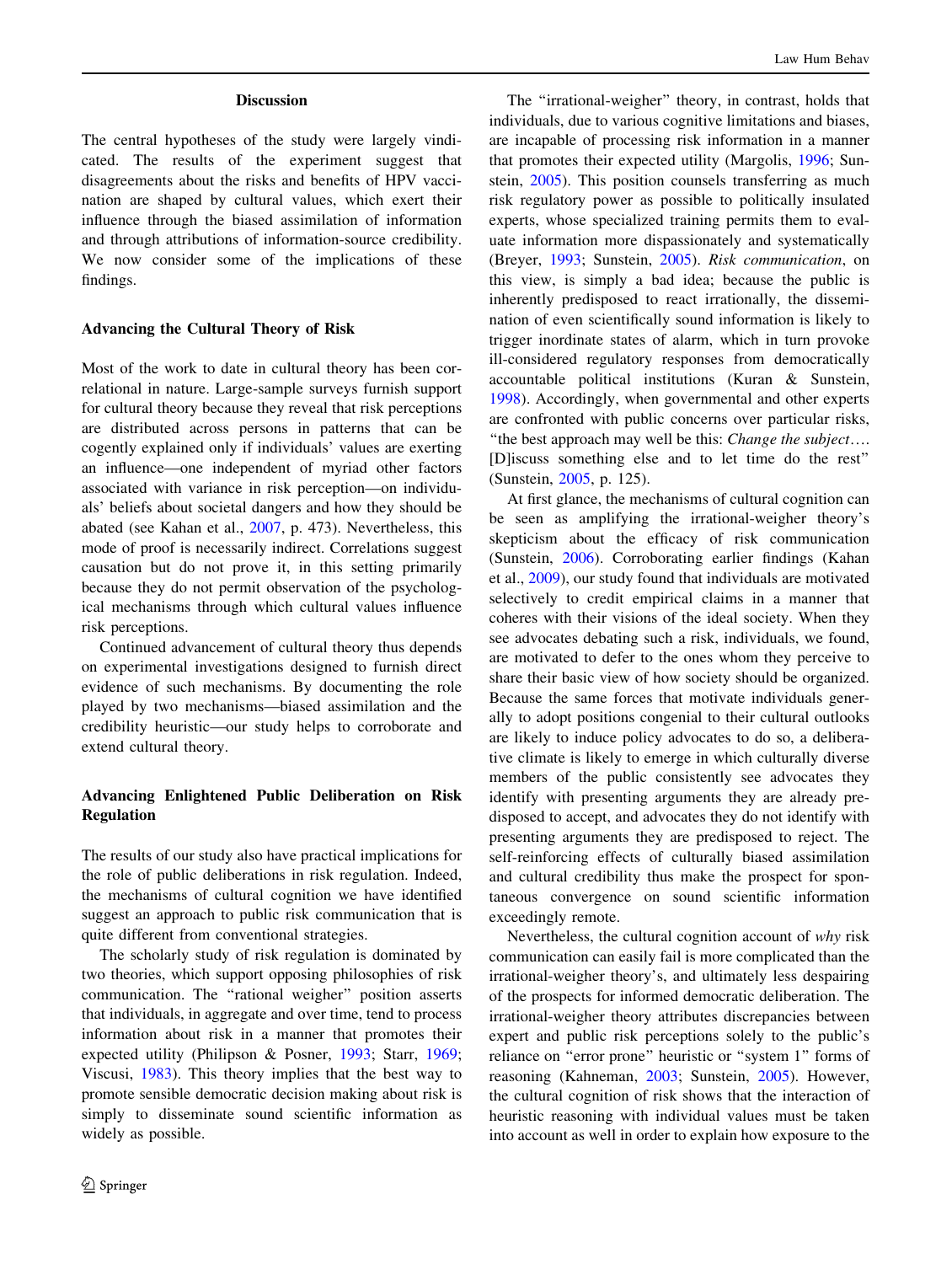## Discussion

The central hypotheses of the study were largely vindicated. The results of the experiment suggest that disagreements about the risks and benefits of HPV vaccination are shaped by cultural values, which exert their influence through the biased assimilation of information and through attributions of information-source credibility. We now consider some of the implications of these findings.

### Advancing the Cultural Theory of Risk

Most of the work to date in cultural theory has been correlational in nature. Large-sample surveys furnish support for cultural theory because they reveal that risk perceptions are distributed across persons in patterns that can be cogently explained only if individuals' values are exerting an influence—one independent of myriad other factors associated with variance in risk perception—on individuals' beliefs about societal dangers and how they should be abated (see Kahan et al., 2007, p. 473). Nevertheless, this mode of proof is necessarily indirect. Correlations suggest causation but do not prove it, in this setting primarily because they do not permit observation of the psychological mechanisms through which cultural values influence risk perceptions.

Continued advancement of cultural theory thus depends on experimental investigations designed to furnish direct evidence of such mechanisms. By documenting the role played by two mechanisms—biased assimilation and the credibility heuristic—our study helps to corroborate and extend cultural theory.

### Advancing Enlightened Public Deliberation on Risk Regulation

The results of our study also have practical implications for the role of public deliberations in risk regulation. Indeed, the mechanisms of cultural cognition we have identified suggest an approach to public risk communication that is quite different from conventional strategies.

The scholarly study of risk regulation is dominated by two theories, which support opposing philosophies of risk communication. The "rational weigher" position asserts that individuals, in aggregate and over time, tend to process information about risk in a manner that promotes their expected utility (Philipson & Posner, 1993; Starr, 1969; Viscusi, 1983). This theory implies that the best way to promote sensible democratic decision making about risk is simply to disseminate sound scientific information as widely as possible.

The "irrational-weigher" theory, in contrast, holds that individuals, due to various cognitive limitations and biases, are incapable of processing risk information in a manner that promotes their expected utility (Margolis, 1996; Sunstein, 2005). This position counsels transferring as much risk regulatory power as possible to politically insulated experts, whose specialized training permits them to evaluate information more dispassionately and systematically (Breyer, 1993; Sunstein, 2005). *Risk communication*, on this view, is simply a bad idea; because the public is inherently predisposed to react irrationally, the dissemination of even scientifically sound information is likely to trigger inordinate states of alarm, which in turn provoke ill-considered regulatory responses from democratically accountable political institutions (Kuran & Sunstein, 1998). Accordingly, when governmental and other experts are confronted with public concerns over particular risks, "the best approach may well be this: *Change the subject*…. [D]iscuss something else and to let time do the rest" (Sunstein, 2005, p. 125).

At first glance, the mechanisms of cultural cognition can be seen as amplifying the irrational-weigher theory's skepticism about the efficacy of risk communication (Sunstein, 2006). Corroborating earlier findings (Kahan et al., 2009), our study found that individuals are motivated selectively to credit empirical claims in a manner that coheres with their visions of the ideal society. When they see advocates debating such a risk, individuals, we found, are motivated to defer to the ones whom they perceive to share their basic view of how society should be organized. Because the same forces that motivate individuals generally to adopt positions congenial to their cultural outlooks are likely to induce policy advocates to do so, a deliberative climate is likely to emerge in which culturally diverse members of the public consistently see advocates they identify with presenting arguments they are already predisposed to accept, and advocates they do not identify with presenting arguments they are predisposed to reject. The self-reinforcing effects of culturally biased assimilation and cultural credibility thus make the prospect for spontaneous convergence on sound scientific information exceedingly remote.

Nevertheless, the cultural cognition account of *why* risk communication can easily fail is more complicated than the irrational-weigher theory's, and ultimately less despairing of the prospects for informed democratic deliberation. The irrational-weigher theory attributes discrepancies between expert and public risk perceptions solely to the public's reliance on "error prone" heuristic or "system 1" forms of reasoning (Kahneman, 2003; Sunstein, 2005). However, the cultural cognition of risk shows that the interaction of heuristic reasoning with individual values must be taken into account as well in order to explain how exposure to the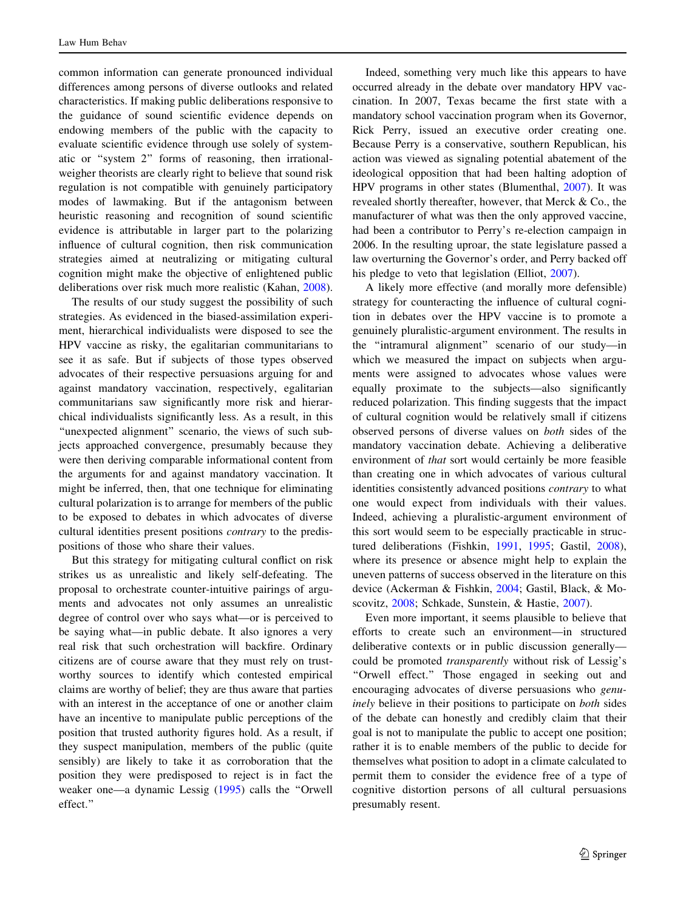common information can generate pronounced individual differences among persons of diverse outlooks and related characteristics. If making public deliberations responsive to the guidance of sound scientific evidence depends on endowing members of the public with the capacity to evaluate scientific evidence through use solely of systematic or "system 2" forms of reasoning, then irrational-weigher theorists are clearly right to believe that sound risk regulation is not compatible with genuinely participatory modes of lawmaking. But if the antagonism between heuristic reasoning and recognition of sound scientific evidence is attributable in larger part to the polarizing influence of cultural cognition, then risk communication strategies aimed at neutralizing or mitigating cultural cognition might make the objective of enlightened public deliberations over risk much more realistic (Kahan, 2008).

The results of our study suggest the possibility of such strategies. As evidenced in the biased-assimilation experiment, hierarchical individualists were disposed to see the HPV vaccine as risky, the egalitarian communitarians to see it as safe. But if subjects of those types observed advocates of their respective persuasions arguing for and against mandatory vaccination, respectively, egalitarian communitarians saw significantly more risk and hierarchical individualists significantly less. As a result, in this "unexpected alignment" scenario, the views of such subjects approached convergence, presumably because they were then deriving comparable informational content from the arguments for and against mandatory vaccination. It might be inferred, then, that one technique for eliminating cultural polarization is to arrange for members of the public to be exposed to debates in which advocates of diverse cultural identities present positions *contrary* to the predispositions of those who share their values.

But this strategy for mitigating cultural conflict on risk strikes us as unrealistic and likely self-defeating. The proposal to orchestrate counter-intuitive pairings of arguments and advocates not only assumes an unrealistic degree of control over who says what—or is perceived to be saying what—in public debate. It also ignores a very real risk that such orchestration will backfire. Ordinary citizens are of course aware that they must rely on trustworthy sources to identify which contested empirical claims are worthy of belief; they are thus aware that parties with an interest in the acceptance of one or another claim have an incentive to manipulate public perceptions of the position that trusted authority figures hold. As a result, if they suspect manipulation, members of the public (quite sensibly) are likely to take it as corroboration that the position they were predisposed to reject is in fact the weaker one—a dynamic Lessig (1995) calls the "Orwell effect."

Indeed, something very much like this appears to have occurred already in the debate over mandatory HPV vaccination. In 2007, Texas became the first state with a mandatory school vaccination program when its Governor, Rick Perry, issued an executive order creating one. Because Perry is a conservative, southern Republican, his action was viewed as signaling potential abatement of the ideological opposition that had been halting adoption of HPV programs in other states (Blumenthal, 2007). It was revealed shortly thereafter, however, that Merck & Co., the manufacturer of what was then the only approved vaccine, had been a contributor to Perry's re-election campaign in 2006. In the resulting uproar, the state legislature passed a law overturning the Governor's order, and Perry backed off his pledge to veto that legislation (Elliot, 2007).

A likely more effective (and morally more defensible) strategy for counteracting the influence of cultural cognition in debates over the HPV vaccine is to promote a genuinely pluralistic-argument environment. The results in the "intramural alignment" scenario of our study—in which we measured the impact on subjects when arguments were assigned to advocates whose values were equally proximate to the subjects—also significantly reduced polarization. This finding suggests that the impact of cultural cognition would be relatively small if citizens observed persons of diverse values on *both* sides of the mandatory vaccination debate. Achieving a deliberative environment of *that* sort would certainly be more feasible than creating one in which advocates of various cultural identities consistently advanced positions *contrary* to what one would expect from individuals with their values. Indeed, achieving a pluralistic-argument environment of this sort would seem to be especially practicable in structured deliberations (Fishkin, 1991, 1995; Gastil, 2008), where its presence or absence might help to explain the uneven patterns of success observed in the literature on this device (Ackerman & Fishkin, 2004; Gastil, Black, & Moscovitz, 2008; Schkade, Sunstein, & Hastie, 2007).

Even more important, it seems plausible to believe that efforts to create such an environment—in structured deliberative contexts or in public discussion generally—could be promoted *transparently* without risk of Lessig's "Orwell effect." Those engaged in seeking out and encouraging advocates of diverse persuasions who *genuinely* believe in their positions to participate on *both* sides of the debate can honestly and credibly claim that their goal is not to manipulate the public to accept one position; rather it is to enable members of the public to decide for themselves what position to adopt in a climate calculated to permit them to consider the evidence free of a type of cognitive distortion persons of all cultural persuasions presumably resent.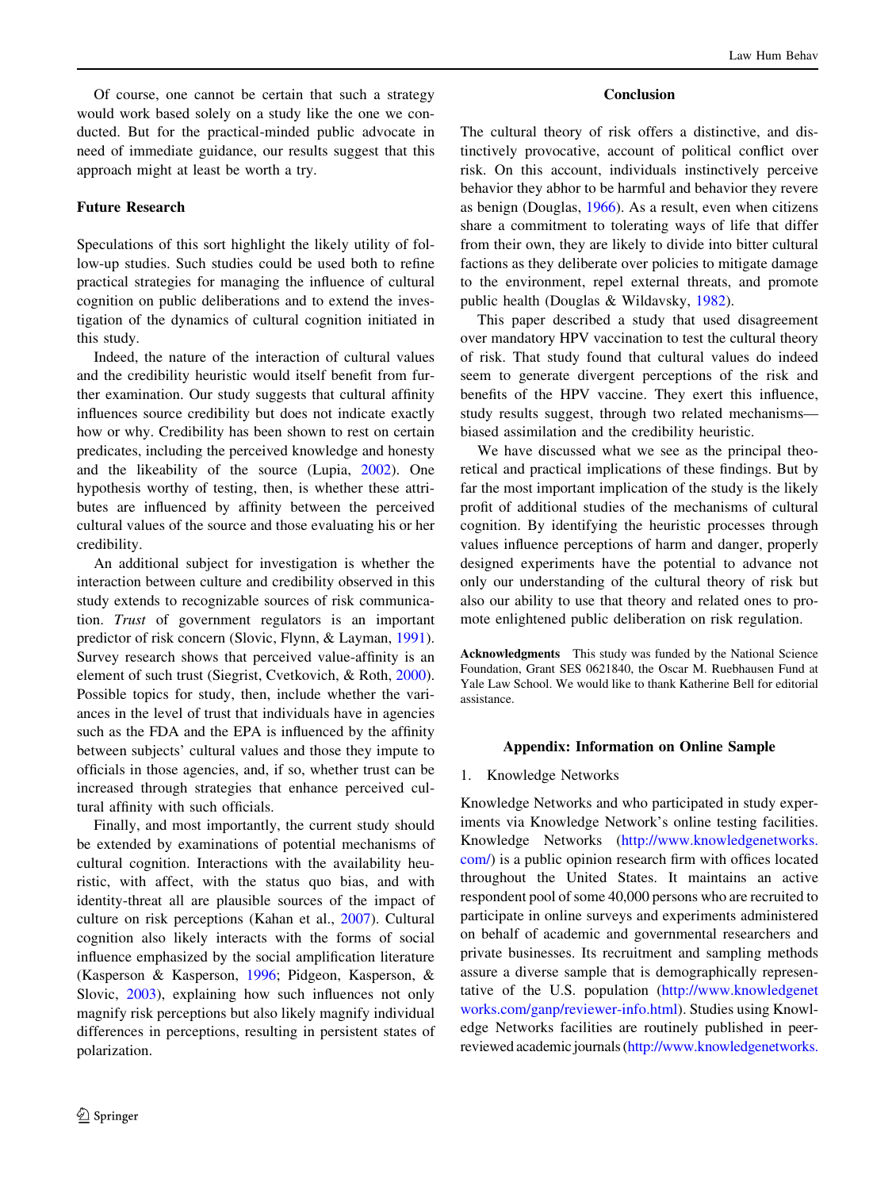Of course, one cannot be certain that such a strategy would work based solely on a study like the one we conducted. But for the practical-minded public advocate in need of immediate guidance, our results suggest that this approach might at least be worth a try.

### Future Research

Speculations of this sort highlight the likely utility of follow-up studies. Such studies could be used both to refine practical strategies for managing the influence of cultural cognition on public deliberations and to extend the investigation of the dynamics of cultural cognition initiated in this study.

Indeed, the nature of the interaction of cultural values and the credibility heuristic would itself benefit from further examination. Our study suggests that cultural affinity influences source credibility but does not indicate exactly how or why. Credibility has been shown to rest on certain predicates, including the perceived knowledge and honesty and the likeability of the source (Lupia, 2002). One hypothesis worthy of testing, then, is whether these attributes are influenced by affinity between the perceived cultural values of the source and those evaluating his or her credibility.

An additional subject for investigation is whether the interaction between culture and credibility observed in this study extends to recognizable sources of risk communication. *Trust* of government regulators is an important predictor of risk concern (Slovic, Flynn, & Layman, 1991). Survey research shows that perceived value-affinity is an element of such trust (Siegrist, Cvetkovich, & Roth, 2000). Possible topics for study, then, include whether the variances in the level of trust that individuals have in agencies such as the FDA and the EPA is influenced by the affinity between subjects' cultural values and those they impute to officials in those agencies, and, if so, whether trust can be increased through strategies that enhance perceived cultural affinity with such officials.

Finally, and most importantly, the current study should be extended by examinations of potential mechanisms of cultural cognition. Interactions with the availability heuristic, with affect, with the status quo bias, and with identity-threat all are plausible sources of the impact of culture on risk perceptions (Kahan et al., 2007). Cultural cognition also likely interacts with the forms of social influence emphasized by the social amplification literature (Kasperson & Kasperson, 1996; Pidgeon, Kasperson, & Slovic, 2003), explaining how such influences not only magnify risk perceptions but also likely magnify individual differences in perceptions, resulting in persistent states of polarization.

## Conclusion

The cultural theory of risk offers a distinctive, and distinctively provocative, account of political conflict over risk. On this account, individuals instinctively perceive behavior they abhor to be harmful and behavior they revere as benign (Douglas, 1966). As a result, even when citizens share a commitment to tolerating ways of life that differ from their own, they are likely to divide into bitter cultural factions as they deliberate over policies to mitigate damage to the environment, repel external threats, and promote public health (Douglas & Wildavsky, 1982).

This paper described a study that used disagreement over mandatory HPV vaccination to test the cultural theory of risk. That study found that cultural values do indeed seem to generate divergent perceptions of the risk and benefits of the HPV vaccine. They exert this influence, study results suggest, through two related mechanisms—biased assimilation and the credibility heuristic.

We have discussed what we see as the principal theoretical and practical implications of these findings. But by far the most important implication of the study is the likely profit of additional studies of the mechanisms of cultural cognition. By identifying the heuristic processes through values influence perceptions of harm and danger, properly designed experiments have the potential to advance not only our understanding of the cultural theory of risk but also our ability to use that theory and related ones to promote enlightened public deliberation on risk regulation.

**Acknowledgments** This study was funded by the National Science Foundation, Grant SES 0621840, the Oscar M. Ruebhausen Fund at Yale Law School. We would like to thank Katherine Bell for editorial assistance.

## Appendix: Information on Online Sample

1. Knowledge Networks

Knowledge Networks and who participated in study experiments via Knowledge Network's online testing facilities. Knowledge Networks (http://www.knowledgenetworks.com/) is a public opinion research firm with offices located throughout the United States. It maintains an active respondent pool of some 40,000 persons who are recruited to participate in online surveys and experiments administered on behalf of academic and governmental researchers and private businesses. Its recruitment and sampling methods assure a diverse sample that is demographically representative of the U.S. population (http://www.knowledgenetworks.com/ganp/reviewer-info.html). Studies using Knowledge Networks facilities are routinely published in peer-reviewed academic journals (http://www.knowledgenetworks.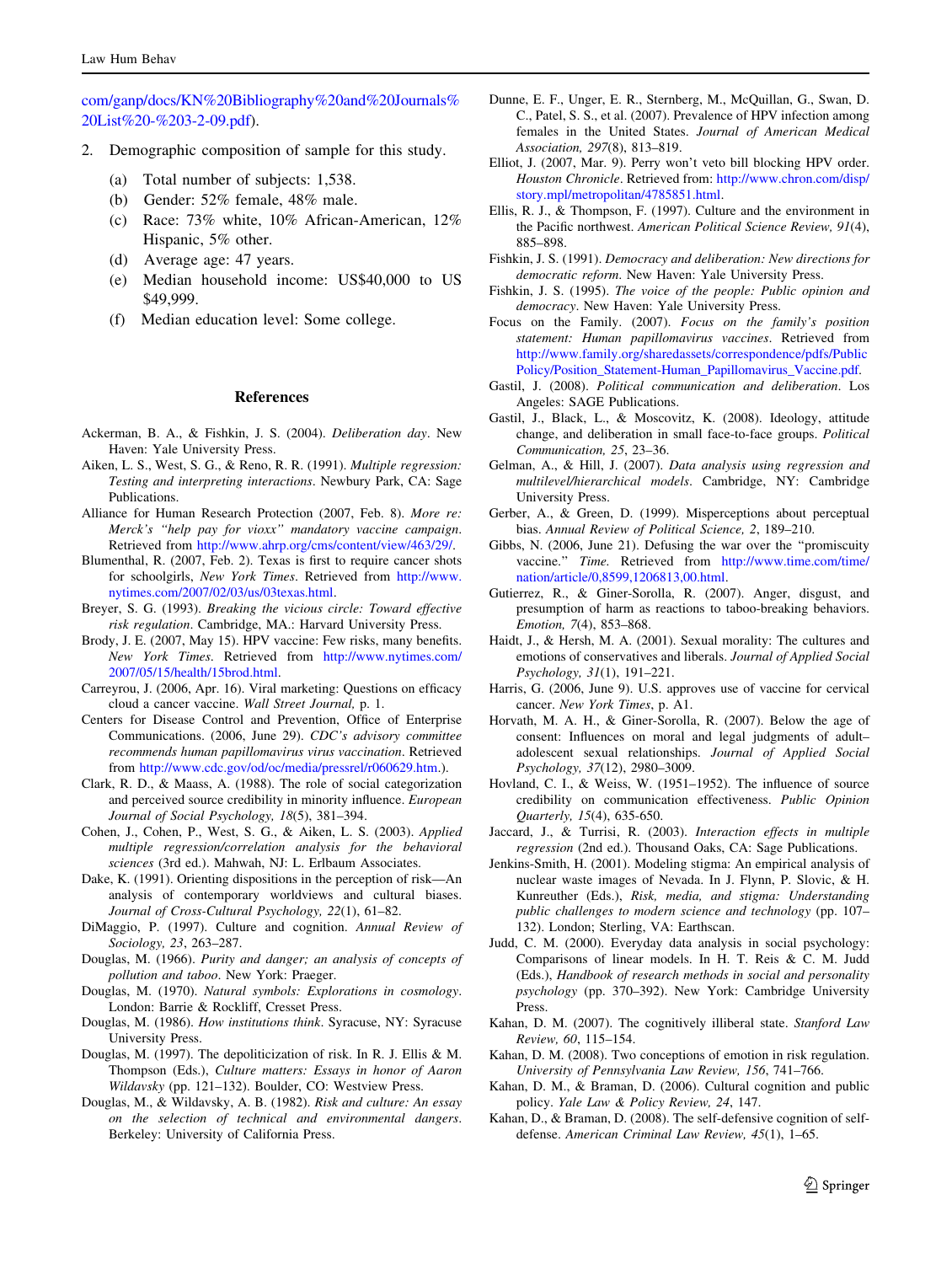com/ganp/docs/KN%20Bibliography%20and%20Journals%20List%20-%203-2-09.pdf).

2. Demographic composition of sample for this study.

   (a) Total number of subjects: 1,538.
   (b) Gender: 52% female, 48% male.
   (c) Race: 73% white, 10% African-American, 12% Hispanic, 5% other.
   (d) Average age: 47 years.
   (e) Median household income: US$40,000 to US $49,999.
   (f) Median education level: Some college.

## References

Ackerman, B. A., & Fishkin, J. S. (2004). *Deliberation day*. New Haven: Yale University Press.

Aiken, L. S., West, S. G., & Reno, R. R. (1991). *Multiple regression: Testing and interpreting interactions*. Newbury Park, CA: Sage Publications.

Alliance for Human Research Protection (2007, Feb. 8). *More re: Merck's "help pay for vioxx" mandatory vaccine campaign*. Retrieved from http://www.ahrp.org/cms/content/view/463/29/.

Blumenthal, R. (2007, Feb. 2). Texas is first to require cancer shots for schoolgirls, *New York Times*. Retrieved from http://www.nytimes.com/2007/02/03/us/03texas.html.

Breyer, S. G. (1993). *Breaking the vicious circle: Toward effective risk regulation*. Cambridge, MA.: Harvard University Press.

Brody, J. E. (2007, May 15). HPV vaccine: Few risks, many benefits. *New York Times*. Retrieved from http://www.nytimes.com/2007/05/15/health/15brod.html.

Carreyrou, J. (2006, Apr. 16). Viral marketing: Questions on efficacy cloud a cancer vaccine. *Wall Street Journal*, p. 1.

Centers for Disease Control and Prevention, Office of Enterprise Communications. (2006, June 29). *CDC's advisory committee recommends human papillomavirus virus vaccination*. Retrieved from http://www.cdc.gov/od/oc/media/pressrel/r060629.htm.).

Clark, R. D., & Maass, A. (1988). The role of social categorization and perceived source credibility in minority influence. *European Journal of Social Psychology, 18*(5), 381–394.

Cohen, J., Cohen, P., West, S. G., & Aiken, L. S. (2003). *Applied multiple regression/correlation analysis for the behavioral sciences* (3rd ed.). Mahwah, NJ: L. Erlbaum Associates.

Dake, K. (1991). Orienting dispositions in the perception of risk—An analysis of contemporary worldviews and cultural biases. *Journal of Cross-Cultural Psychology, 22*(1), 61–82.

DiMaggio, P. (1997). Culture and cognition. *Annual Review of Sociology, 23*, 263–287.

Douglas, M. (1966). *Purity and danger; an analysis of concepts of pollution and taboo*. New York: Praeger.

Douglas, M. (1970). *Natural symbols: Explorations in cosmology*. London: Barrie & Rockliff, Cresset Press.

Douglas, M. (1986). *How institutions think*. Syracuse, NY: Syracuse University Press.

Douglas, M. (1997). The depoliticization of risk. In R. J. Ellis & M. Thompson (Eds.), *Culture matters: Essays in honor of Aaron Wildavsky* (pp. 121–132). Boulder, CO: Westview Press.

Douglas, M., & Wildavsky, A. B. (1982). *Risk and culture: An essay on the selection of technical and environmental dangers*. Berkeley: University of California Press.

Dunne, E. F., Unger, E. R., Sternberg, M., McQuillan, G., Swan, D. C., Patel, S. S., et al. (2007). Prevalence of HPV infection among females in the United States. *Journal of American Medical Association, 297*(8), 813–819.

Elliot, J. (2007, Mar. 9). Perry won't veto bill blocking HPV order. *Houston Chronicle*. Retrieved from: http://www.chron.com/disp/story.mpl/metropolitan/4785851.html.

Ellis, R. J., & Thompson, F. (1997). Culture and the environment in the Pacific northwest. *American Political Science Review, 91*(4), 885–898.

Fishkin, J. S. (1991). *Democracy and deliberation: New directions for democratic reform*. New Haven: Yale University Press.

Fishkin, J. S. (1995). *The voice of the people: Public opinion and democracy*. New Haven: Yale University Press.

Focus on the Family. (2007). *Focus on the family's position statement: Human papillomavirus vaccines*. Retrieved from http://www.family.org/sharedassets/correspondence/pdfs/PublicPolicy/Position_Statement-Human_Papillomavirus_Vaccine.pdf.

Gastil, J. (2008). *Political communication and deliberation*. Los Angeles: SAGE Publications.

Gastil, J., Black, L., & Moscovitz, K. (2008). Ideology, attitude change, and deliberation in small face-to-face groups. *Political Communication, 25*, 23–36.

Gelman, A., & Hill, J. (2007). *Data analysis using regression and multilevel/hierarchical models*. Cambridge, NY: Cambridge University Press.

Gerber, A., & Green, D. (1999). Misperceptions about perceptual bias. *Annual Review of Political Science, 2*, 189–210.

Gibbs, N. (2006, June 21). Defusing the war over the "promiscuity vaccine." *Time*. Retrieved from http://www.time.com/time/nation/article/0,8599,1206813,00.html.

Gutierrez, R., & Giner-Sorolla, R. (2007). Anger, disgust, and presumption of harm as reactions to taboo-breaking behaviors. *Emotion, 7*(4), 853–868.

Haidt, J., & Hersh, M. A. (2001). Sexual morality: The cultures and emotions of conservatives and liberals. *Journal of Applied Social Psychology, 31*(1), 191–221.

Harris, G. (2006, June 9). U.S. approves use of vaccine for cervical cancer. *New York Times*, p. A1.

Horvath, M. A. H., & Giner-Sorolla, R. (2007). Below the age of consent: Influences on moral and legal judgments of adult–adolescent sexual relationships. *Journal of Applied Social Psychology, 37*(12), 2980–3009.

Hovland, C. I., & Weiss, W. (1951–1952). The influence of source credibility on communication effectiveness. *Public Opinion Quarterly, 15*(4), 635-650.

Jaccard, J., & Turrisi, R. (2003). *Interaction effects in multiple regression* (2nd ed.). Thousand Oaks, CA: Sage Publications.

Jenkins-Smith, H. (2001). Modeling stigma: An empirical analysis of nuclear waste images of Nevada. In J. Flynn, P. Slovic, & H. Kunreuther (Eds.), *Risk, media, and stigma: Understanding public challenges to modern science and technology* (pp. 107–132). London; Sterling, VA: Earthscan.

Judd, C. M. (2000). Everyday data analysis in social psychology: Comparisons of linear models. In H. T. Reis & C. M. Judd (Eds.), *Handbook of research methods in social and personality psychology* (pp. 370–392). New York: Cambridge University Press.

Kahan, D. M. (2007). The cognitively illiberal state. *Stanford Law Review, 60*, 115–154.

Kahan, D. M. (2008). Two conceptions of emotion in risk regulation. *University of Pennsylvania Law Review, 156*, 741–766.

Kahan, D. M., & Braman, D. (2006). Cultural cognition and public policy. *Yale Law & Policy Review, 24*, 147.

Kahan, D., & Braman, D. (2008). The self-defensive cognition of self-defense. *American Criminal Law Review, 45*(1), 1–65.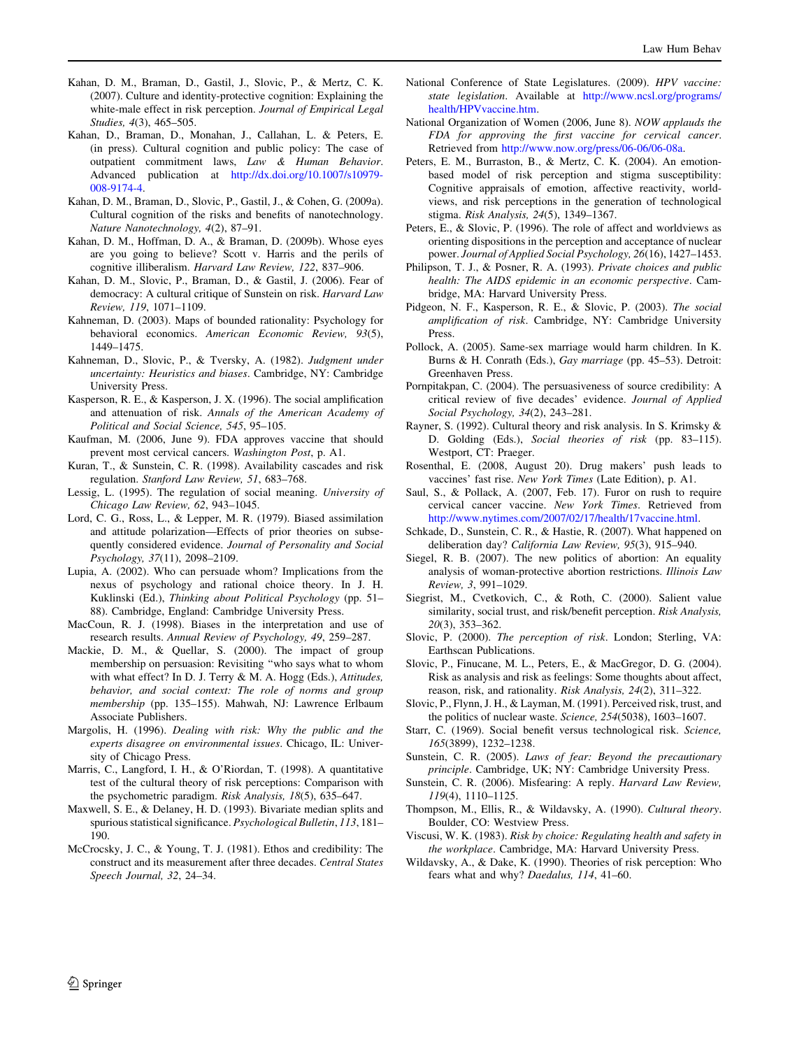Kahan, D. M., Braman, D., Gastil, J., Slovic, P., & Mertz, C. K. (2007). Culture and identity-protective cognition: Explaining the white-male effect in risk perception. *Journal of Empirical Legal Studies, 4*(3), 465–505.

Kahan, D., Braman, D., Monahan, J., Callahan, L. & Peters, E. (in press). Cultural cognition and public policy: The case of outpatient commitment laws, *Law & Human Behavior*. Advanced publication at http://dx.doi.org/10.1007/s10979-008-9174-4.

Kahan, D. M., Braman, D., Slovic, P., Gastil, J., & Cohen, G. (2009a). Cultural cognition of the risks and benefits of nanotechnology. *Nature Nanotechnology, 4*(2), 87–91.

Kahan, D. M., Hoffman, D. A., & Braman, D. (2009b). Whose eyes are you going to believe? Scott v. Harris and the perils of cognitive illiberalism. *Harvard Law Review, 122*, 837–906.

Kahan, D. M., Slovic, P., Braman, D., & Gastil, J. (2006). Fear of democracy: A cultural critique of Sunstein on risk. *Harvard Law Review, 119*, 1071–1109.

Kahneman, D. (2003). Maps of bounded rationality: Psychology for behavioral economics. *American Economic Review, 93*(5), 1449–1475.

Kahneman, D., Slovic, P., & Tversky, A. (1982). *Judgment under uncertainty: Heuristics and biases*. Cambridge, NY: Cambridge University Press.

Kasperson, R. E., & Kasperson, J. X. (1996). The social amplification and attenuation of risk. *Annals of the American Academy of Political and Social Science, 545*, 95–105.

Kaufman, M. (2006, June 9). FDA approves vaccine that should prevent most cervical cancers. *Washington Post*, p. A1.

Kuran, T., & Sunstein, C. R. (1998). Availability cascades and risk regulation. *Stanford Law Review, 51*, 683–768.

Lessig, L. (1995). The regulation of social meaning. *University of Chicago Law Review, 62*, 943–1045.

Lord, C. G., Ross, L., & Lepper, M. R. (1979). Biased assimilation and attitude polarization—Effects of prior theories on subsequently considered evidence. *Journal of Personality and Social Psychology, 37*(11), 2098–2109.

Lupia, A. (2002). Who can persuade whom? Implications from the nexus of psychology and rational choice theory. In J. H. Kuklinski (Ed.), *Thinking about Political Psychology* (pp. 51–88). Cambridge, England: Cambridge University Press.

MacCoun, R. J. (1998). Biases in the interpretation and use of research results. *Annual Review of Psychology, 49*, 259–287.

Mackie, D. M., & Quellar, S. (2000). The impact of group membership on persuasion: Revisiting "who says what to whom with what effect? In D. J. Terry & M. A. Hogg (Eds.), *Attitudes, behavior, and social context: The role of norms and group membership* (pp. 135–155). Mahwah, NJ: Lawrence Erlbaum Associate Publishers.

Margolis, H. (1996). *Dealing with risk: Why the public and the experts disagree on environmental issues*. Chicago, IL: University of Chicago Press.

Marris, C., Langford, I. H., & O'Riordan, T. (1998). A quantitative test of the cultural theory of risk perceptions: Comparison with the psychometric paradigm. *Risk Analysis, 18*(5), 635–647.

Maxwell, S. E., & Delaney, H. D. (1993). Bivariate median splits and spurious statistical significance. *Psychological Bulletin*, *113*, 181–190.

McCrocsky, J. C., & Young, T. J. (1981). Ethos and credibility: The construct and its measurement after three decades. *Central States Speech Journal, 32*, 24–34.

National Conference of State Legislatures. (2009). *HPV vaccine: state legislation*. Available at http://www.ncsl.org/programs/health/HPVvaccine.htm.

National Organization of Women (2006, June 8). *NOW applauds the FDA for approving the first vaccine for cervical cancer*. Retrieved from http://www.now.org/press/06-06/06-08a.

Peters, E. M., Burraston, B., & Mertz, C. K. (2004). An emotion-based model of risk perception and stigma susceptibility: Cognitive appraisals of emotion, affective reactivity, worldviews, and risk perceptions in the generation of technological stigma. *Risk Analysis, 24*(5), 1349–1367.

Peters, E., & Slovic, P. (1996). The role of affect and worldviews as orienting dispositions in the perception and acceptance of nuclear power. *Journal of Applied Social Psychology, 26*(16), 1427–1453.

Philipson, T. J., & Posner, R. A. (1993). *Private choices and public health: The AIDS epidemic in an economic perspective*. Cambridge, MA: Harvard University Press.

Pidgeon, N. F., Kasperson, R. E., & Slovic, P. (2003). *The social amplification of risk*. Cambridge, NY: Cambridge University Press.

Pollock, A. (2005). Same-sex marriage would harm children. In K. Burns & H. Conrath (Eds.), *Gay marriage* (pp. 45–53). Detroit: Greenhaven Press.

Pornpitakpan, C. (2004). The persuasiveness of source credibility: A critical review of five decades' evidence. *Journal of Applied Social Psychology, 34*(2), 243–281.

Rayner, S. (1992). Cultural theory and risk analysis. In S. Krimsky & D. Golding (Eds.), *Social theories of risk* (pp. 83–115). Westport, CT: Praeger.

Rosenthal, E. (2008, August 20). Drug makers' push leads to vaccines' fast rise. *New York Times* (Late Edition), p. A1.

Saul, S., & Pollack, A. (2007, Feb. 17). Furor on rush to require cervical cancer vaccine. *New York Times*. Retrieved from http://www.nytimes.com/2007/02/17/health/17vaccine.html.

Schkade, D., Sunstein, C. R., & Hastie, R. (2007). What happened on deliberation day? *California Law Review, 95*(3), 915–940.

Siegel, R. B. (2007). The new politics of abortion: An equality analysis of woman-protective abortion restrictions. *Illinois Law Review, 3*, 991–1029.

Siegrist, M., Cvetkovich, C., & Roth, C. (2000). Salient value similarity, social trust, and risk/benefit perception. *Risk Analysis, 20*(3), 353–362.

Slovic, P. (2000). *The perception of risk*. London; Sterling, VA: Earthscan Publications.

Slovic, P., Finucane, M. L., Peters, E., & MacGregor, D. G. (2004). Risk as analysis and risk as feelings: Some thoughts about affect, reason, risk, and rationality. *Risk Analysis, 24*(2), 311–322.

Slovic, P., Flynn, J. H., & Layman, M. (1991). Perceived risk, trust, and the politics of nuclear waste. *Science, 254*(5038), 1603–1607.

Starr, C. (1969). Social benefit versus technological risk. *Science, 165*(3899), 1232–1238.

Sunstein, C. R. (2005). *Laws of fear: Beyond the precautionary principle*. Cambridge, UK; NY: Cambridge University Press.

Sunstein, C. R. (2006). Misfearing: A reply. *Harvard Law Review, 119*(4), 1110–1125.

Thompson, M., Ellis, R., & Wildavsky, A. (1990). *Cultural theory*. Boulder, CO: Westview Press.

Viscusi, W. K. (1983). *Risk by choice: Regulating health and safety in the workplace*. Cambridge, MA: Harvard University Press.

Wildavsky, A., & Dake, K. (1990). Theories of risk perception: Who fears what and why? *Daedalus, 114*, 41–60.